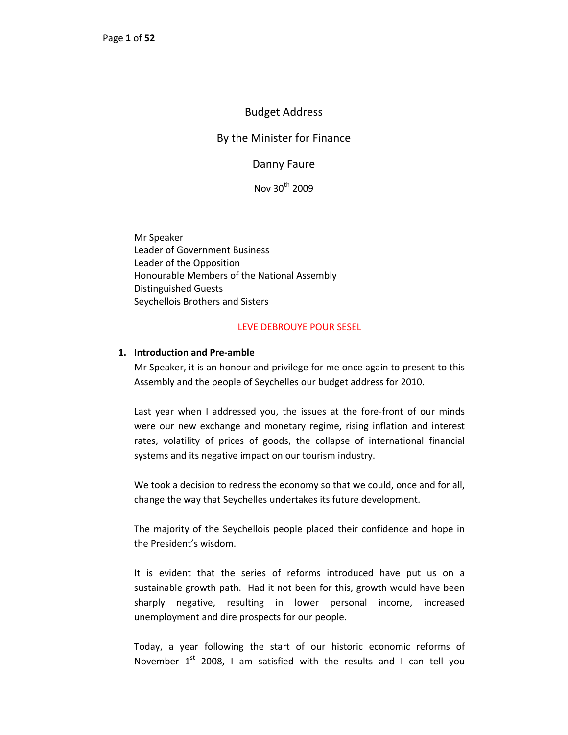# Budget Address

## By the Minister for Finance

## Danny Faure

Nov 30th 2009

Mr Speaker
Leader of Government Business
Leader of the Opposition
Honourable Members of the National Assembly
Distinguished Guests
Seychellois Brothers and Sisters

LEVE DEBROUYE POUR SESEL

### 1. Introduction and Pre-amble

Mr Speaker, it is an honour and privilege for me once again to present to this Assembly and the people of Seychelles our budget address for 2010.

Last year when I addressed you, the issues at the fore-front of our minds were our new exchange and monetary regime, rising inflation and interest rates, volatility of prices of goods, the collapse of international financial systems and its negative impact on our tourism industry.

We took a decision to redress the economy so that we could, once and for all, change the way that Seychelles undertakes its future development.

The majority of the Seychellois people placed their confidence and hope in the President's wisdom.

It is evident that the series of reforms introduced have put us on a sustainable growth path. Had it not been for this, growth would have been sharply negative, resulting in lower personal income, increased unemployment and dire prospects for our people.

Today, a year following the start of our historic economic reforms of November 1st 2008, I am satisfied with the results and I can tell you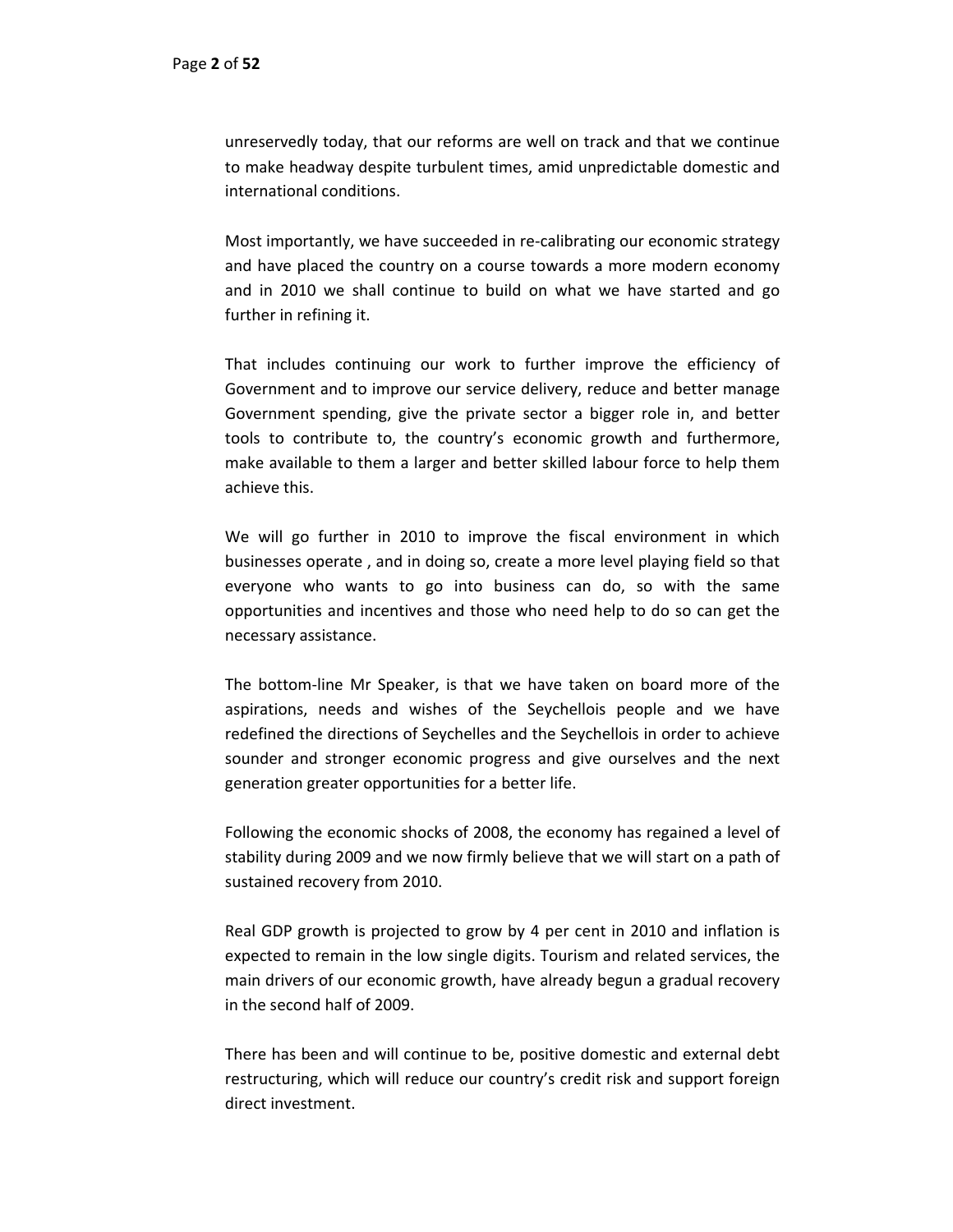unreservedly today, that our reforms are well on track and that we continue to make headway despite turbulent times, amid unpredictable domestic and international conditions.

Most importantly, we have succeeded in re-calibrating our economic strategy and have placed the country on a course towards a more modern economy and in 2010 we shall continue to build on what we have started and go further in refining it.

That includes continuing our work to further improve the efficiency of Government and to improve our service delivery, reduce and better manage Government spending, give the private sector a bigger role in, and better tools to contribute to, the country's economic growth and furthermore, make available to them a larger and better skilled labour force to help them achieve this.

We will go further in 2010 to improve the fiscal environment in which businesses operate , and in doing so, create a more level playing field so that everyone who wants to go into business can do, so with the same opportunities and incentives and those who need help to do so can get the necessary assistance.

The bottom-line Mr Speaker, is that we have taken on board more of the aspirations, needs and wishes of the Seychellois people and we have redefined the directions of Seychelles and the Seychellois in order to achieve sounder and stronger economic progress and give ourselves and the next generation greater opportunities for a better life.

Following the economic shocks of 2008, the economy has regained a level of stability during 2009 and we now firmly believe that we will start on a path of sustained recovery from 2010.

Real GDP growth is projected to grow by 4 per cent in 2010 and inflation is expected to remain in the low single digits. Tourism and related services, the main drivers of our economic growth, have already begun a gradual recovery in the second half of 2009.

There has been and will continue to be, positive domestic and external debt restructuring, which will reduce our country's credit risk and support foreign direct investment.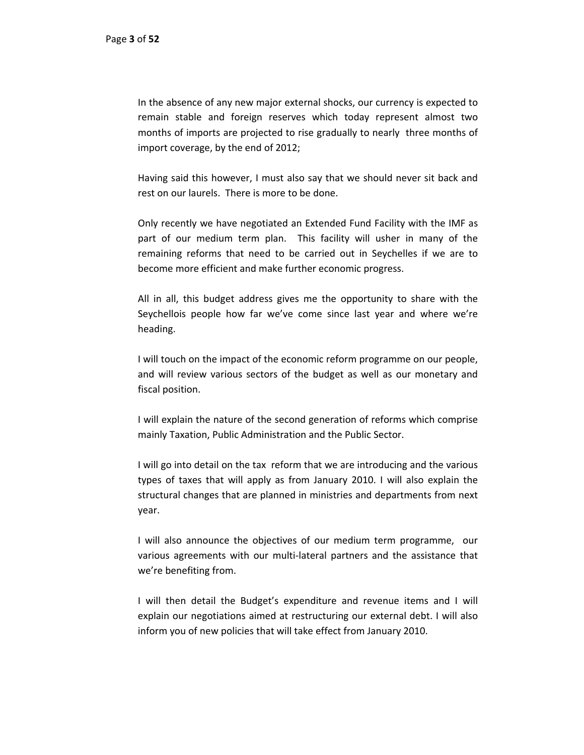In the absence of any new major external shocks, our currency is expected to remain stable and foreign reserves which today represent almost two months of imports are projected to rise gradually to nearly three months of import coverage, by the end of 2012;

Having said this however, I must also say that we should never sit back and rest on our laurels. There is more to be done.

Only recently we have negotiated an Extended Fund Facility with the IMF as part of our medium term plan. This facility will usher in many of the remaining reforms that need to be carried out in Seychelles if we are to become more efficient and make further economic progress.

All in all, this budget address gives me the opportunity to share with the Seychellois people how far we've come since last year and where we're heading.

I will touch on the impact of the economic reform programme on our people, and will review various sectors of the budget as well as our monetary and fiscal position.

I will explain the nature of the second generation of reforms which comprise mainly Taxation, Public Administration and the Public Sector.

I will go into detail on the tax reform that we are introducing and the various types of taxes that will apply as from January 2010. I will also explain the structural changes that are planned in ministries and departments from next year.

I will also announce the objectives of our medium term programme, our various agreements with our multi-lateral partners and the assistance that we're benefiting from.

I will then detail the Budget's expenditure and revenue items and I will explain our negotiations aimed at restructuring our external debt. I will also inform you of new policies that will take effect from January 2010.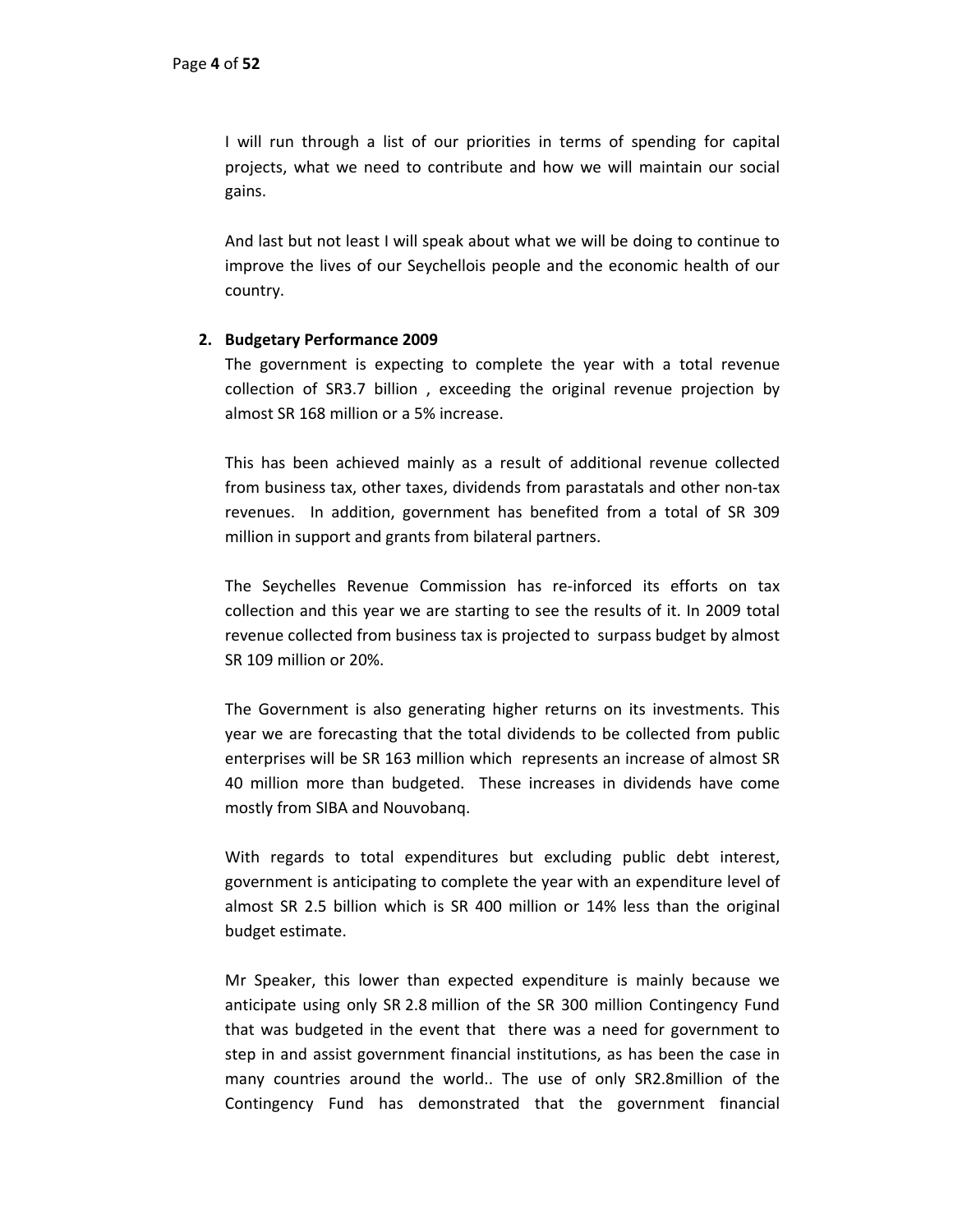I will run through a list of our priorities in terms of spending for capital projects, what we need to contribute and how we will maintain our social gains.

And last but not least I will speak about what we will be doing to continue to improve the lives of our Seychellois people and the economic health of our country.

## 2. Budgetary Performance 2009

The government is expecting to complete the year with a total revenue collection of SR3.7 billion , exceeding the original revenue projection by almost SR 168 million or a 5% increase.

This has been achieved mainly as a result of additional revenue collected from business tax, other taxes, dividends from parastatals and other non-tax revenues. In addition, government has benefited from a total of SR 309 million in support and grants from bilateral partners.

The Seychelles Revenue Commission has re-inforced its efforts on tax collection and this year we are starting to see the results of it. In 2009 total revenue collected from business tax is projected to surpass budget by almost SR 109 million or 20%.

The Government is also generating higher returns on its investments. This year we are forecasting that the total dividends to be collected from public enterprises will be SR 163 million which represents an increase of almost SR 40 million more than budgeted. These increases in dividends have come mostly from SIBA and Nouvobanq.

With regards to total expenditures but excluding public debt interest, government is anticipating to complete the year with an expenditure level of almost SR 2.5 billion which is SR 400 million or 14% less than the original budget estimate.

Mr Speaker, this lower than expected expenditure is mainly because we anticipate using only SR 2.8 million of the SR 300 million Contingency Fund that was budgeted in the event that there was a need for government to step in and assist government financial institutions, as has been the case in many countries around the world.. The use of only SR2.8million of the Contingency Fund has demonstrated that the government financial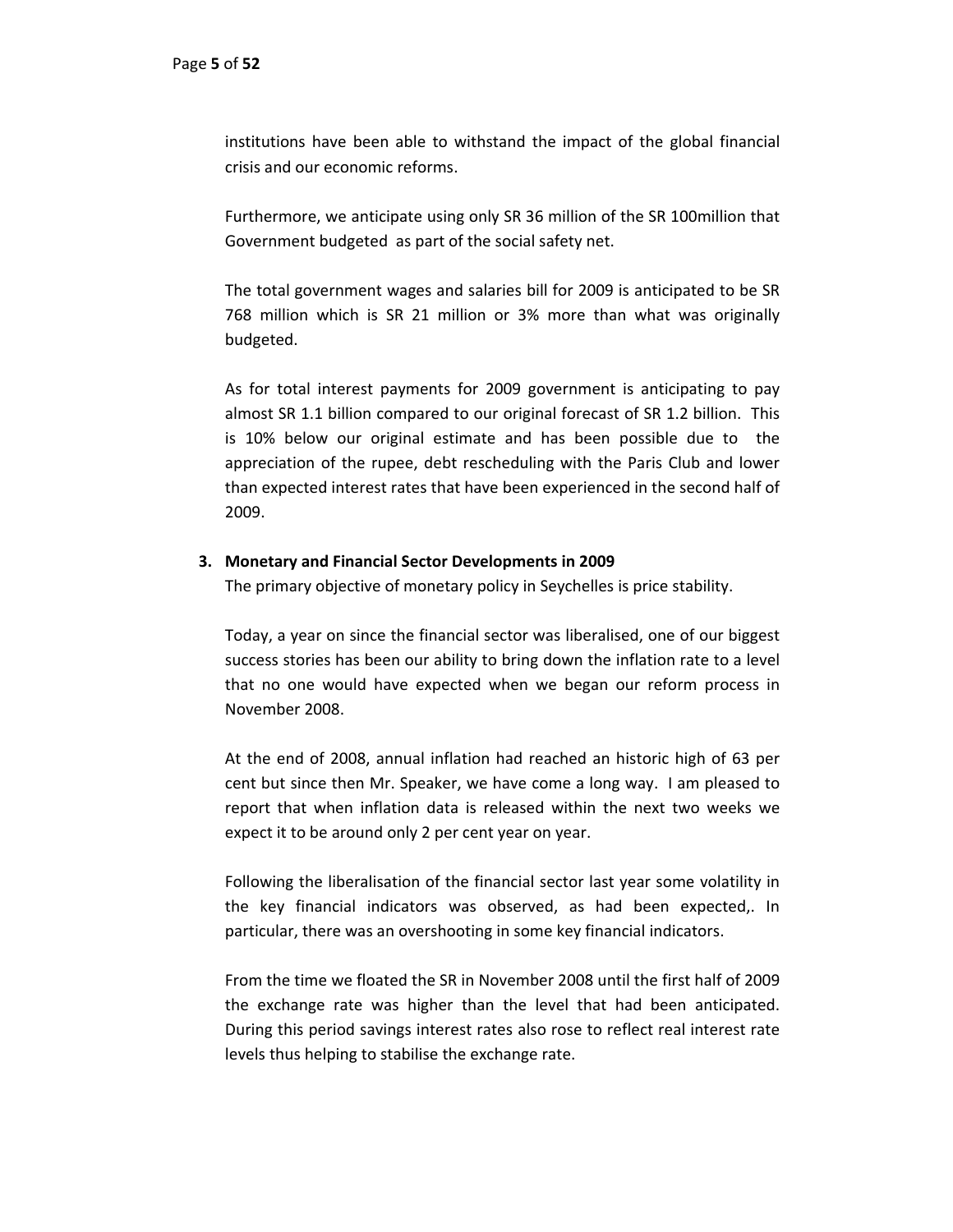institutions have been able to withstand the impact of the global financial crisis and our economic reforms.

Furthermore, we anticipate using only SR 36 million of the SR 100million that Government budgeted as part of the social safety net.

The total government wages and salaries bill for 2009 is anticipated to be SR 768 million which is SR 21 million or 3% more than what was originally budgeted.

As for total interest payments for 2009 government is anticipating to pay almost SR 1.1 billion compared to our original forecast of SR 1.2 billion. This is 10% below our original estimate and has been possible due to the appreciation of the rupee, debt rescheduling with the Paris Club and lower than expected interest rates that have been experienced in the second half of 2009.

## 3. Monetary and Financial Sector Developments in 2009

The primary objective of monetary policy in Seychelles is price stability.

Today, a year on since the financial sector was liberalised, one of our biggest success stories has been our ability to bring down the inflation rate to a level that no one would have expected when we began our reform process in November 2008.

At the end of 2008, annual inflation had reached an historic high of 63 per cent but since then Mr. Speaker, we have come a long way. I am pleased to report that when inflation data is released within the next two weeks we expect it to be around only 2 per cent year on year.

Following the liberalisation of the financial sector last year some volatility in the key financial indicators was observed, as had been expected,. In particular, there was an overshooting in some key financial indicators.

From the time we floated the SR in November 2008 until the first half of 2009 the exchange rate was higher than the level that had been anticipated. During this period savings interest rates also rose to reflect real interest rate levels thus helping to stabilise the exchange rate.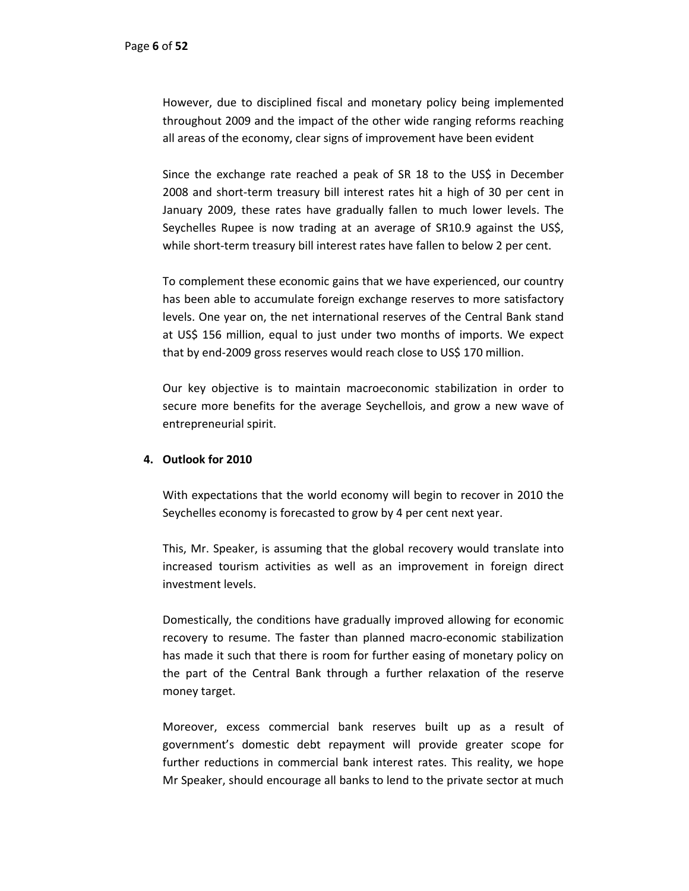However, due to disciplined fiscal and monetary policy being implemented throughout 2009 and the impact of the other wide ranging reforms reaching all areas of the economy, clear signs of improvement have been evident

Since the exchange rate reached a peak of SR 18 to the US$ in December 2008 and short-term treasury bill interest rates hit a high of 30 per cent in January 2009, these rates have gradually fallen to much lower levels. The Seychelles Rupee is now trading at an average of SR10.9 against the US$, while short-term treasury bill interest rates have fallen to below 2 per cent.

To complement these economic gains that we have experienced, our country has been able to accumulate foreign exchange reserves to more satisfactory levels. One year on, the net international reserves of the Central Bank stand at US$ 156 million, equal to just under two months of imports. We expect that by end-2009 gross reserves would reach close to US$ 170 million.

Our key objective is to maintain macroeconomic stabilization in order to secure more benefits for the average Seychellois, and grow a new wave of entrepreneurial spirit.

**4. Outlook for 2010**

With expectations that the world economy will begin to recover in 2010 the Seychelles economy is forecasted to grow by 4 per cent next year.

This, Mr. Speaker, is assuming that the global recovery would translate into increased tourism activities as well as an improvement in foreign direct investment levels.

Domestically, the conditions have gradually improved allowing for economic recovery to resume. The faster than planned macro-economic stabilization has made it such that there is room for further easing of monetary policy on the part of the Central Bank through a further relaxation of the reserve money target.

Moreover, excess commercial bank reserves built up as a result of government's domestic debt repayment will provide greater scope for further reductions in commercial bank interest rates. This reality, we hope Mr Speaker, should encourage all banks to lend to the private sector at much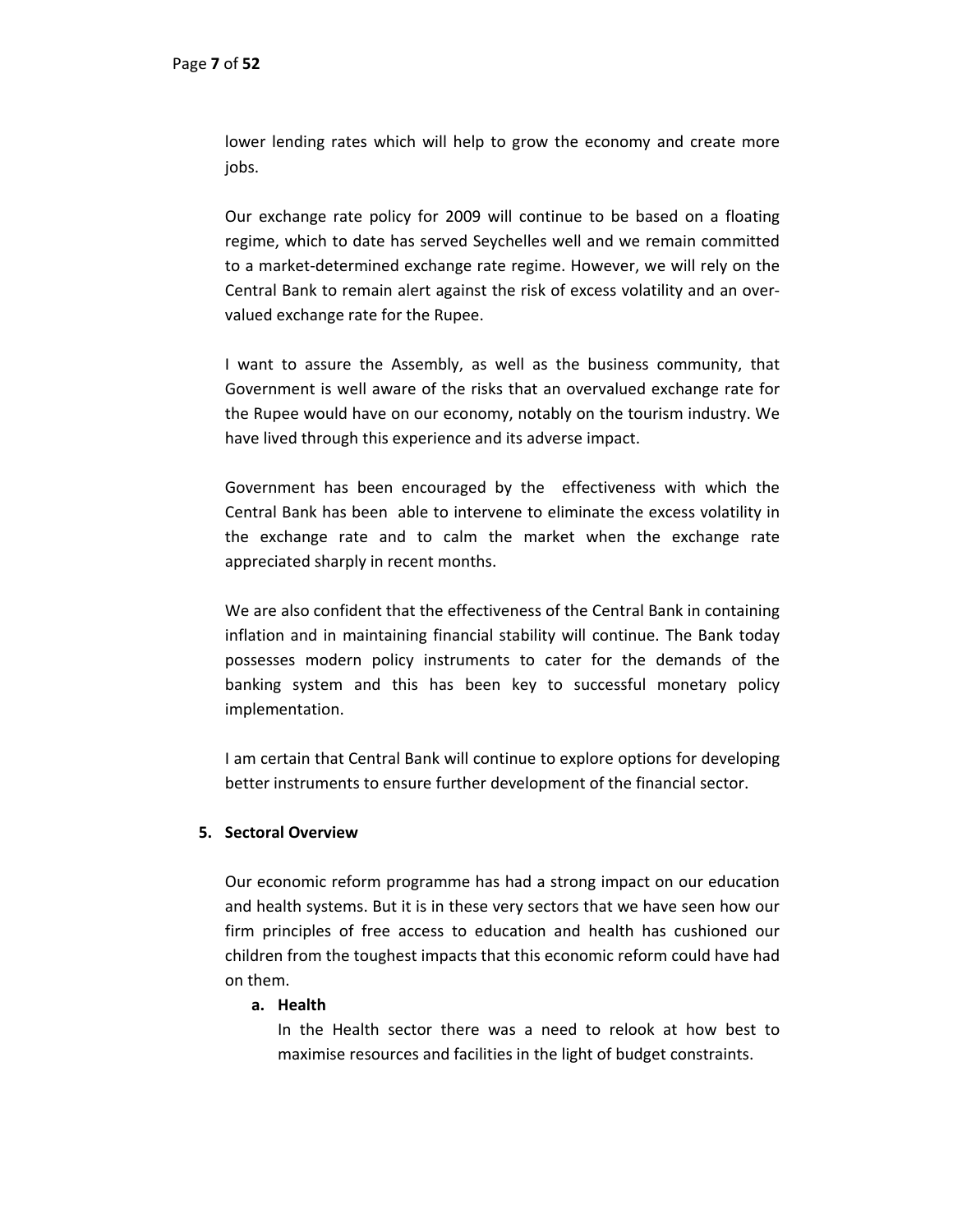lower lending rates which will help to grow the economy and create more jobs.

Our exchange rate policy for 2009 will continue to be based on a floating regime, which to date has served Seychelles well and we remain committed to a market-determined exchange rate regime. However, we will rely on the Central Bank to remain alert against the risk of excess volatility and an over-valued exchange rate for the Rupee.

I want to assure the Assembly, as well as the business community, that Government is well aware of the risks that an overvalued exchange rate for the Rupee would have on our economy, notably on the tourism industry. We have lived through this experience and its adverse impact.

Government has been encouraged by the effectiveness with which the Central Bank has been able to intervene to eliminate the excess volatility in the exchange rate and to calm the market when the exchange rate appreciated sharply in recent months.

We are also confident that the effectiveness of the Central Bank in containing inflation and in maintaining financial stability will continue. The Bank today possesses modern policy instruments to cater for the demands of the banking system and this has been key to successful monetary policy implementation.

I am certain that Central Bank will continue to explore options for developing better instruments to ensure further development of the financial sector.

## 5. Sectoral Overview

Our economic reform programme has had a strong impact on our education and health systems. But it is in these very sectors that we have seen how our firm principles of free access to education and health has cushioned our children from the toughest impacts that this economic reform could have had on them.

### a. Health

In the Health sector there was a need to relook at how best to maximise resources and facilities in the light of budget constraints.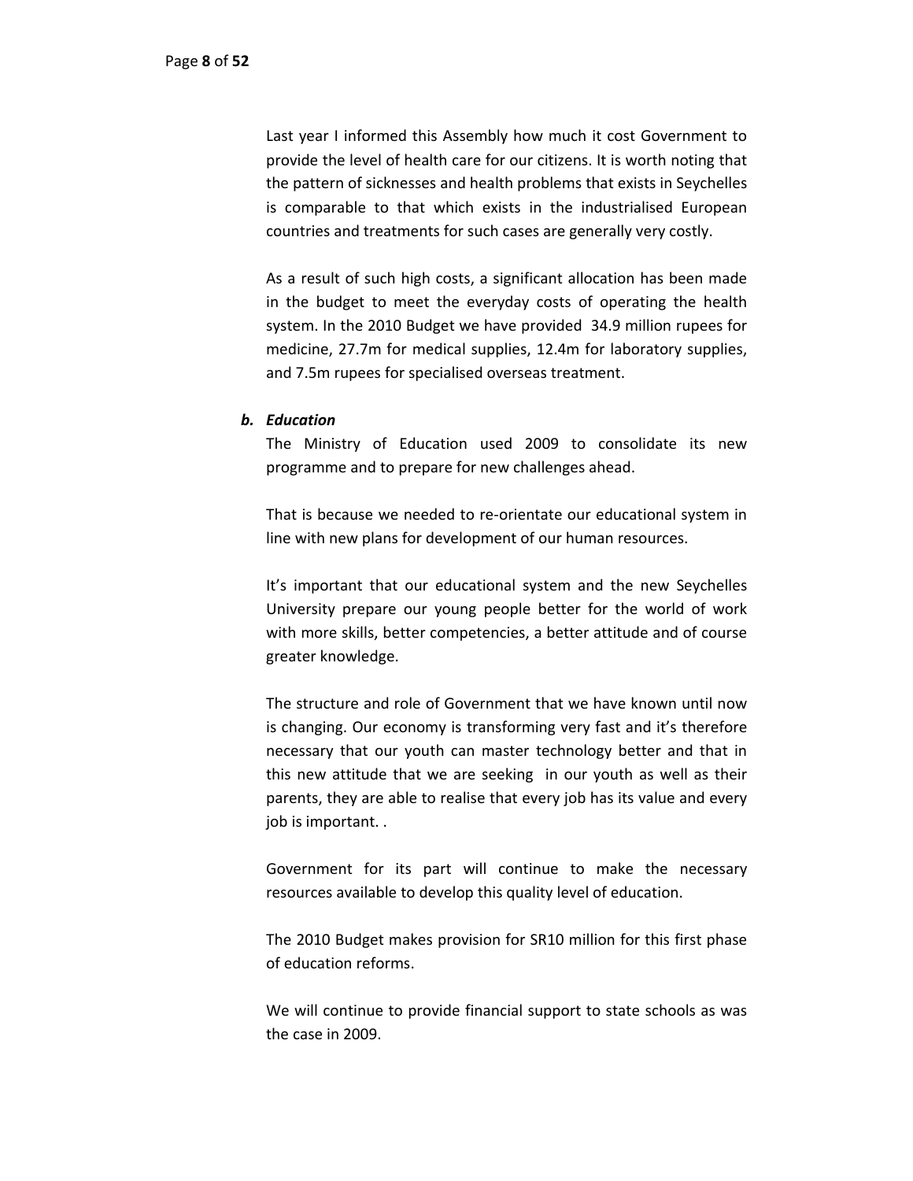Last year I informed this Assembly how much it cost Government to provide the level of health care for our citizens. It is worth noting that the pattern of sicknesses and health problems that exists in Seychelles is comparable to that which exists in the industrialised European countries and treatments for such cases are generally very costly.

As a result of such high costs, a significant allocation has been made in the budget to meet the everyday costs of operating the health system. In the 2010 Budget we have provided 34.9 million rupees for medicine, 27.7m for medical supplies, 12.4m for laboratory supplies, and 7.5m rupees for specialised overseas treatment.

***b. Education***

The Ministry of Education used 2009 to consolidate its new programme and to prepare for new challenges ahead.

That is because we needed to re-orientate our educational system in line with new plans for development of our human resources.

It's important that our educational system and the new Seychelles University prepare our young people better for the world of work with more skills, better competencies, a better attitude and of course greater knowledge.

The structure and role of Government that we have known until now is changing. Our economy is transforming very fast and it's therefore necessary that our youth can master technology better and that in this new attitude that we are seeking in our youth as well as their parents, they are able to realise that every job has its value and every job is important. .

Government for its part will continue to make the necessary resources available to develop this quality level of education.

The 2010 Budget makes provision for SR10 million for this first phase of education reforms.

We will continue to provide financial support to state schools as was the case in 2009.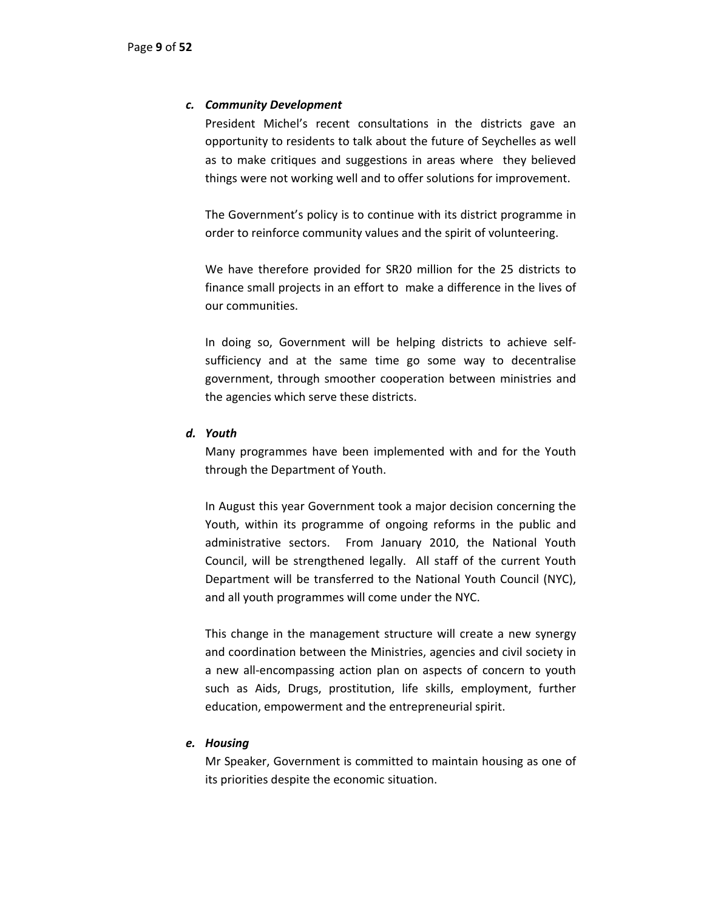***c. Community Development***

President Michel's recent consultations in the districts gave an opportunity to residents to talk about the future of Seychelles as well as to make critiques and suggestions in areas where they believed things were not working well and to offer solutions for improvement.

The Government's policy is to continue with its district programme in order to reinforce community values and the spirit of volunteering.

We have therefore provided for SR20 million for the 25 districts to finance small projects in an effort to make a difference in the lives of our communities.

In doing so, Government will be helping districts to achieve self-sufficiency and at the same time go some way to decentralise government, through smoother cooperation between ministries and the agencies which serve these districts.

***d. Youth***

Many programmes have been implemented with and for the Youth through the Department of Youth.

In August this year Government took a major decision concerning the Youth, within its programme of ongoing reforms in the public and administrative sectors. From January 2010, the National Youth Council, will be strengthened legally. All staff of the current Youth Department will be transferred to the National Youth Council (NYC), and all youth programmes will come under the NYC.

This change in the management structure will create a new synergy and coordination between the Ministries, agencies and civil society in a new all-encompassing action plan on aspects of concern to youth such as Aids, Drugs, prostitution, life skills, employment, further education, empowerment and the entrepreneurial spirit.

***e. Housing***

Mr Speaker, Government is committed to maintain housing as one of its priorities despite the economic situation.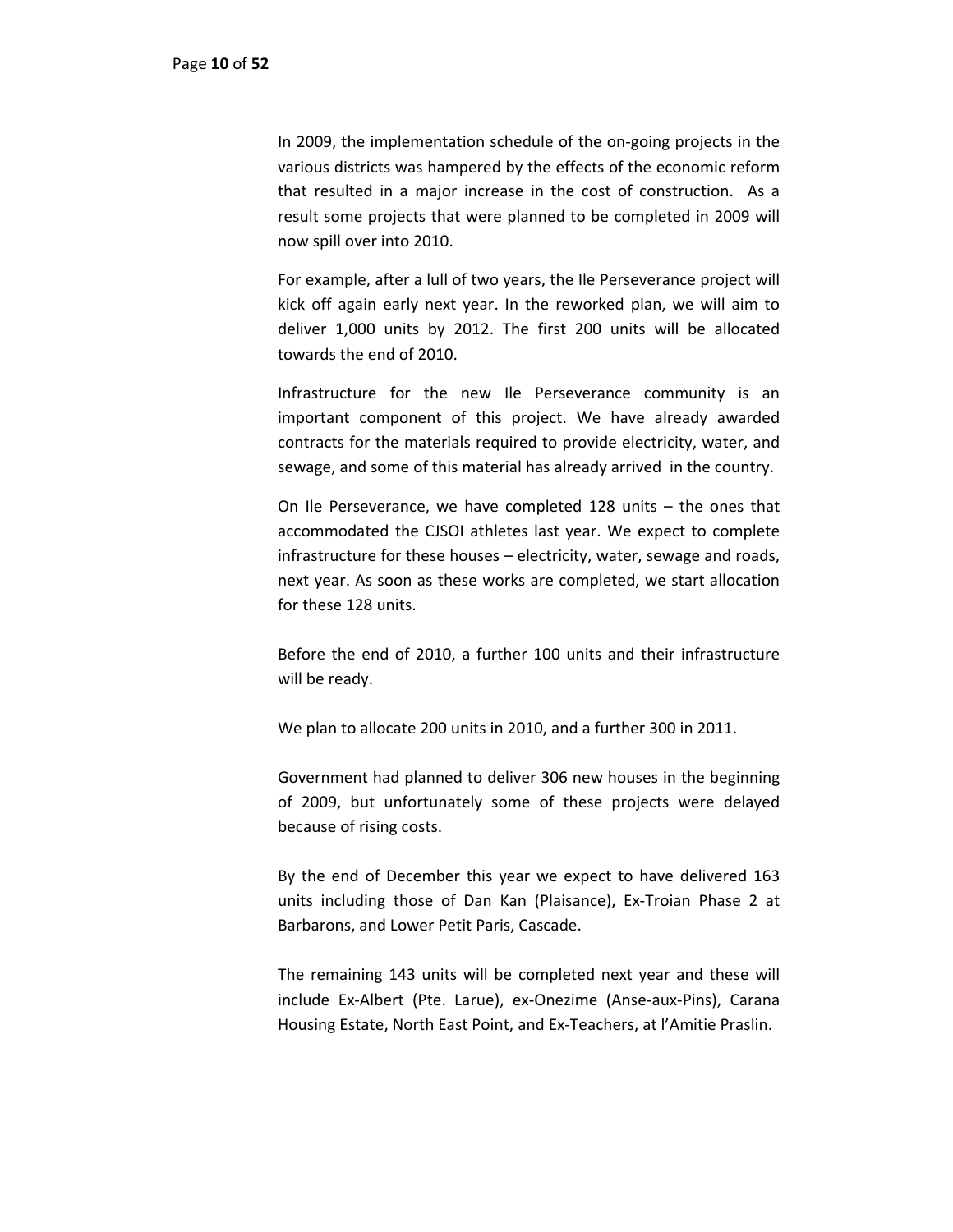In 2009, the implementation schedule of the on-going projects in the various districts was hampered by the effects of the economic reform that resulted in a major increase in the cost of construction. As a result some projects that were planned to be completed in 2009 will now spill over into 2010.

For example, after a lull of two years, the Ile Perseverance project will kick off again early next year. In the reworked plan, we will aim to deliver 1,000 units by 2012. The first 200 units will be allocated towards the end of 2010.

Infrastructure for the new Ile Perseverance community is an important component of this project. We have already awarded contracts for the materials required to provide electricity, water, and sewage, and some of this material has already arrived in the country.

On Ile Perseverance, we have completed 128 units – the ones that accommodated the CJSOI athletes last year. We expect to complete infrastructure for these houses – electricity, water, sewage and roads, next year. As soon as these works are completed, we start allocation for these 128 units.

Before the end of 2010, a further 100 units and their infrastructure will be ready.

We plan to allocate 200 units in 2010, and a further 300 in 2011.

Government had planned to deliver 306 new houses in the beginning of 2009, but unfortunately some of these projects were delayed because of rising costs.

By the end of December this year we expect to have delivered 163 units including those of Dan Kan (Plaisance), Ex-Troian Phase 2 at Barbarons, and Lower Petit Paris, Cascade.

The remaining 143 units will be completed next year and these will include Ex-Albert (Pte. Larue), ex-Onezime (Anse-aux-Pins), Carana Housing Estate, North East Point, and Ex-Teachers, at l'Amitie Praslin.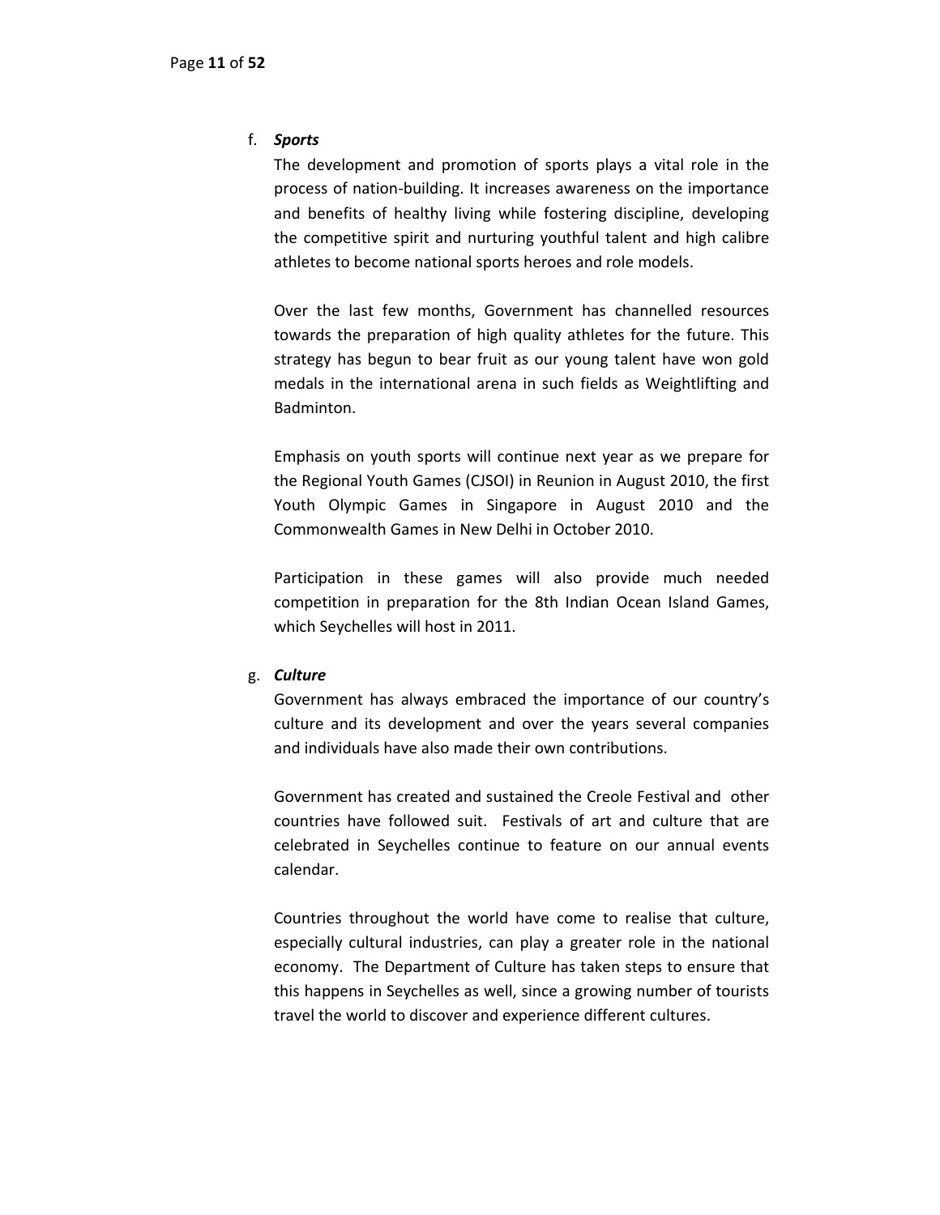f. ***Sports***

The development and promotion of sports plays a vital role in the process of nation-building. It increases awareness on the importance and benefits of healthy living while fostering discipline, developing the competitive spirit and nurturing youthful talent and high calibre athletes to become national sports heroes and role models.

Over the last few months, Government has channelled resources towards the preparation of high quality athletes for the future. This strategy has begun to bear fruit as our young talent have won gold medals in the international arena in such fields as Weightlifting and Badminton.

Emphasis on youth sports will continue next year as we prepare for the Regional Youth Games (CJSOI) in Reunion in August 2010, the first Youth Olympic Games in Singapore in August 2010 and the Commonwealth Games in New Delhi in October 2010.

Participation in these games will also provide much needed competition in preparation for the 8th Indian Ocean Island Games, which Seychelles will host in 2011.

g. ***Culture***

Government has always embraced the importance of our country's culture and its development and over the years several companies and individuals have also made their own contributions.

Government has created and sustained the Creole Festival and other countries have followed suit. Festivals of art and culture that are celebrated in Seychelles continue to feature on our annual events calendar.

Countries throughout the world have come to realise that culture, especially cultural industries, can play a greater role in the national economy. The Department of Culture has taken steps to ensure that this happens in Seychelles as well, since a growing number of tourists travel the world to discover and experience different cultures.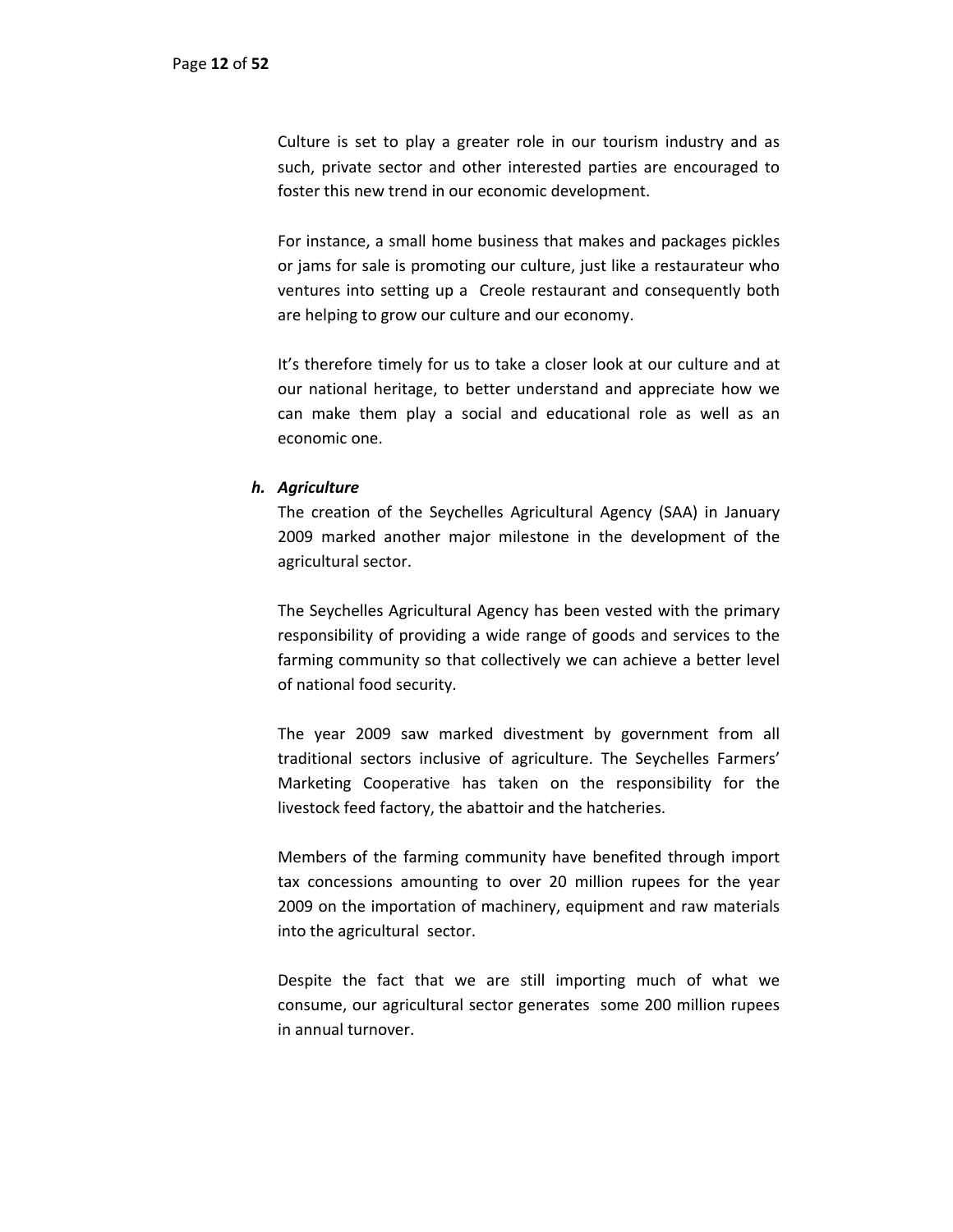Culture is set to play a greater role in our tourism industry and as such, private sector and other interested parties are encouraged to foster this new trend in our economic development.

For instance, a small home business that makes and packages pickles or jams for sale is promoting our culture, just like a restaurateur who ventures into setting up a Creole restaurant and consequently both are helping to grow our culture and our economy.

It's therefore timely for us to take a closer look at our culture and at our national heritage, to better understand and appreciate how we can make them play a social and educational role as well as an economic one.

### *h. Agriculture*

The creation of the Seychelles Agricultural Agency (SAA) in January 2009 marked another major milestone in the development of the agricultural sector.

The Seychelles Agricultural Agency has been vested with the primary responsibility of providing a wide range of goods and services to the farming community so that collectively we can achieve a better level of national food security.

The year 2009 saw marked divestment by government from all traditional sectors inclusive of agriculture. The Seychelles Farmers' Marketing Cooperative has taken on the responsibility for the livestock feed factory, the abattoir and the hatcheries.

Members of the farming community have benefited through import tax concessions amounting to over 20 million rupees for the year 2009 on the importation of machinery, equipment and raw materials into the agricultural sector.

Despite the fact that we are still importing much of what we consume, our agricultural sector generates some 200 million rupees in annual turnover.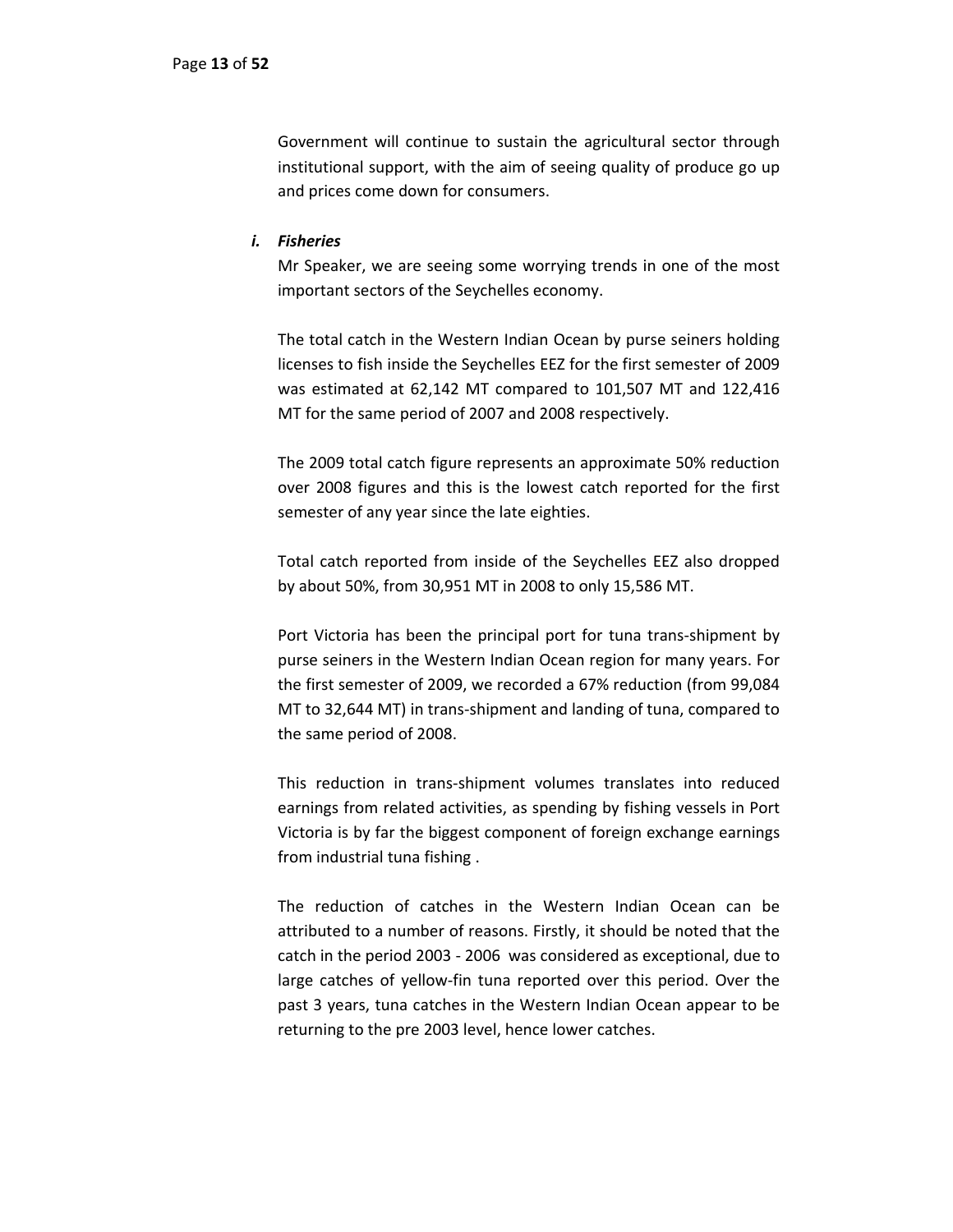Government will continue to sustain the agricultural sector through institutional support, with the aim of seeing quality of produce go up and prices come down for consumers.

***i. Fisheries***

Mr Speaker, we are seeing some worrying trends in one of the most important sectors of the Seychelles economy.

The total catch in the Western Indian Ocean by purse seiners holding licenses to fish inside the Seychelles EEZ for the first semester of 2009 was estimated at 62,142 MT compared to 101,507 MT and 122,416 MT for the same period of 2007 and 2008 respectively.

The 2009 total catch figure represents an approximate 50% reduction over 2008 figures and this is the lowest catch reported for the first semester of any year since the late eighties.

Total catch reported from inside of the Seychelles EEZ also dropped by about 50%, from 30,951 MT in 2008 to only 15,586 MT.

Port Victoria has been the principal port for tuna trans-shipment by purse seiners in the Western Indian Ocean region for many years. For the first semester of 2009, we recorded a 67% reduction (from 99,084 MT to 32,644 MT) in trans-shipment and landing of tuna, compared to the same period of 2008.

This reduction in trans-shipment volumes translates into reduced earnings from related activities, as spending by fishing vessels in Port Victoria is by far the biggest component of foreign exchange earnings from industrial tuna fishing .

The reduction of catches in the Western Indian Ocean can be attributed to a number of reasons. Firstly, it should be noted that the catch in the period 2003 - 2006 was considered as exceptional, due to large catches of yellow-fin tuna reported over this period. Over the past 3 years, tuna catches in the Western Indian Ocean appear to be returning to the pre 2003 level, hence lower catches.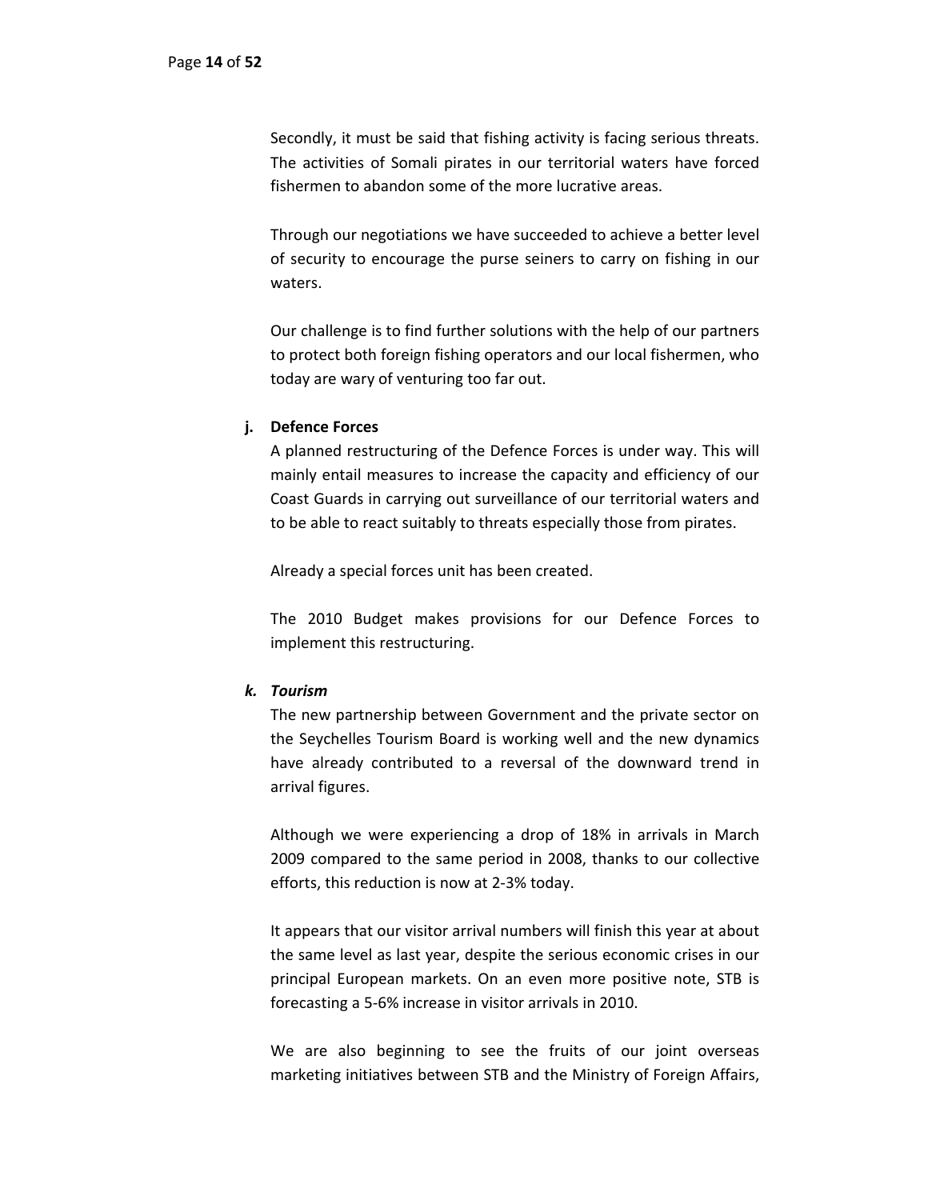Secondly, it must be said that fishing activity is facing serious threats. The activities of Somali pirates in our territorial waters have forced fishermen to abandon some of the more lucrative areas.

Through our negotiations we have succeeded to achieve a better level of security to encourage the purse seiners to carry on fishing in our waters.

Our challenge is to find further solutions with the help of our partners to protect both foreign fishing operators and our local fishermen, who today are wary of venturing too far out.

**j. Defence Forces**

A planned restructuring of the Defence Forces is under way. This will mainly entail measures to increase the capacity and efficiency of our Coast Guards in carrying out surveillance of our territorial waters and to be able to react suitably to threats especially those from pirates.

Already a special forces unit has been created.

The 2010 Budget makes provisions for our Defence Forces to implement this restructuring.

***k. Tourism***

The new partnership between Government and the private sector on the Seychelles Tourism Board is working well and the new dynamics have already contributed to a reversal of the downward trend in arrival figures.

Although we were experiencing a drop of 18% in arrivals in March 2009 compared to the same period in 2008, thanks to our collective efforts, this reduction is now at 2-3% today.

It appears that our visitor arrival numbers will finish this year at about the same level as last year, despite the serious economic crises in our principal European markets. On an even more positive note, STB is forecasting a 5-6% increase in visitor arrivals in 2010.

We are also beginning to see the fruits of our joint overseas marketing initiatives between STB and the Ministry of Foreign Affairs,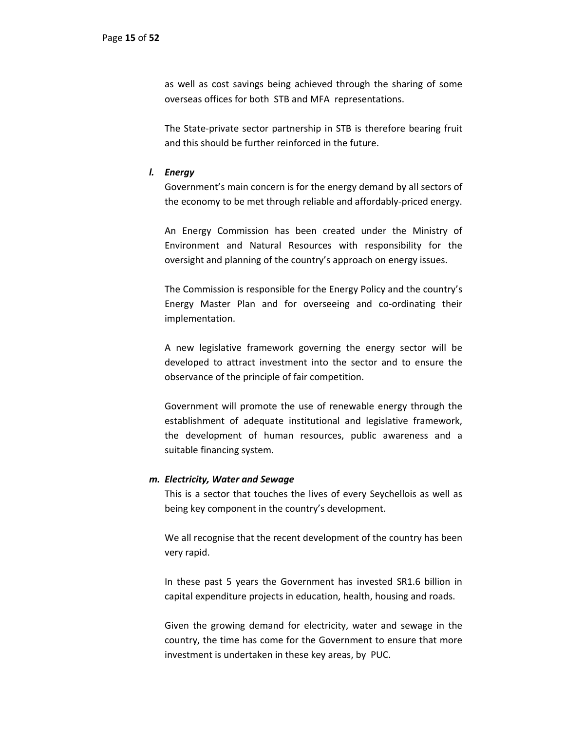as well as cost savings being achieved through the sharing of some overseas offices for both STB and MFA representations.

The State-private sector partnership in STB is therefore bearing fruit and this should be further reinforced in the future.

### *l. Energy*

Government's main concern is for the energy demand by all sectors of the economy to be met through reliable and affordably-priced energy.

An Energy Commission has been created under the Ministry of Environment and Natural Resources with responsibility for the oversight and planning of the country's approach on energy issues.

The Commission is responsible for the Energy Policy and the country's Energy Master Plan and for overseeing and co-ordinating their implementation.

A new legislative framework governing the energy sector will be developed to attract investment into the sector and to ensure the observance of the principle of fair competition.

Government will promote the use of renewable energy through the establishment of adequate institutional and legislative framework, the development of human resources, public awareness and a suitable financing system.

### *m. Electricity, Water and Sewage*

This is a sector that touches the lives of every Seychellois as well as being key component in the country's development.

We all recognise that the recent development of the country has been very rapid.

In these past 5 years the Government has invested SR1.6 billion in capital expenditure projects in education, health, housing and roads.

Given the growing demand for electricity, water and sewage in the country, the time has come for the Government to ensure that more investment is undertaken in these key areas, by PUC.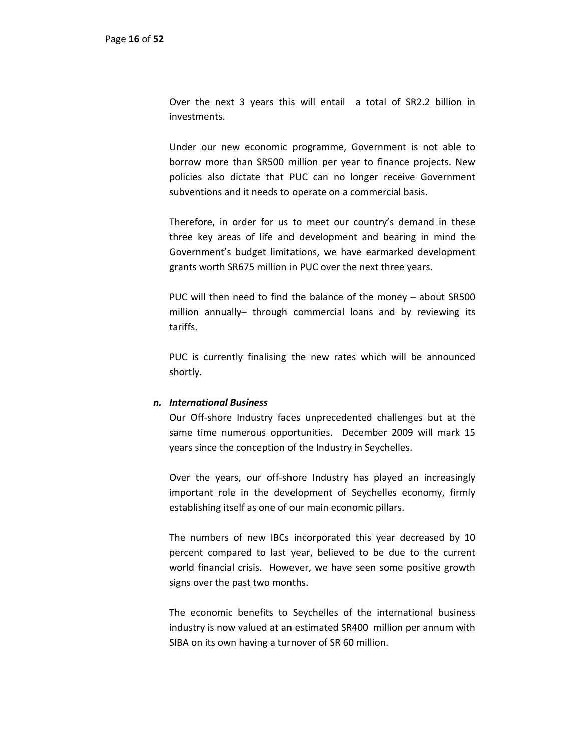Over the next 3 years this will entail a total of SR2.2 billion in investments.

Under our new economic programme, Government is not able to borrow more than SR500 million per year to finance projects. New policies also dictate that PUC can no longer receive Government subventions and it needs to operate on a commercial basis.

Therefore, in order for us to meet our country's demand in these three key areas of life and development and bearing in mind the Government's budget limitations, we have earmarked development grants worth SR675 million in PUC over the next three years.

PUC will then need to find the balance of the money – about SR500 million annually– through commercial loans and by reviewing its tariffs.

PUC is currently finalising the new rates which will be announced shortly.

**n. *International Business***

Our Off-shore Industry faces unprecedented challenges but at the same time numerous opportunities. December 2009 will mark 15 years since the conception of the Industry in Seychelles.

Over the years, our off-shore Industry has played an increasingly important role in the development of Seychelles economy, firmly establishing itself as one of our main economic pillars.

The numbers of new IBCs incorporated this year decreased by 10 percent compared to last year, believed to be due to the current world financial crisis. However, we have seen some positive growth signs over the past two months.

The economic benefits to Seychelles of the international business industry is now valued at an estimated SR400 million per annum with SIBA on its own having a turnover of SR 60 million.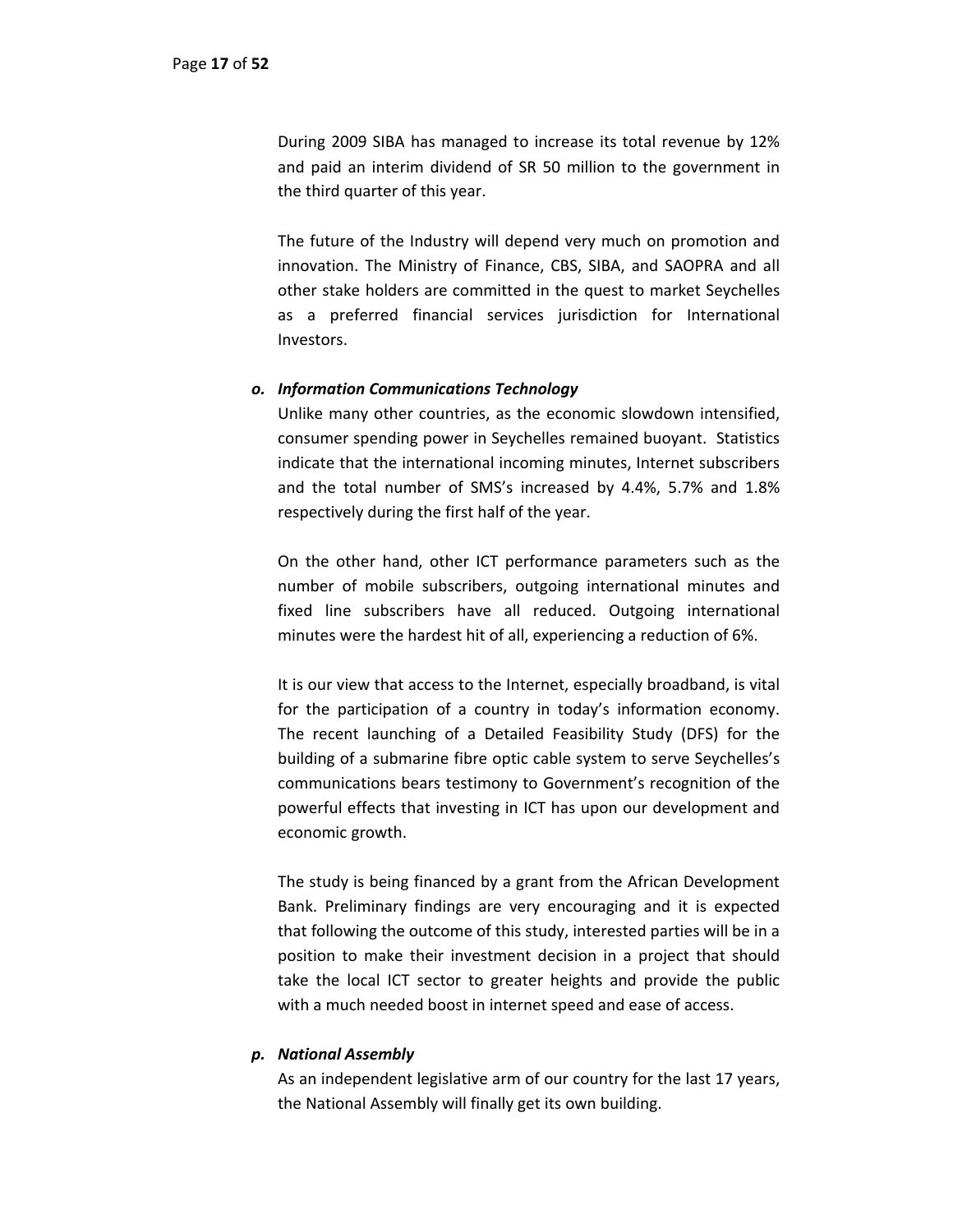During 2009 SIBA has managed to increase its total revenue by 12% and paid an interim dividend of SR 50 million to the government in the third quarter of this year.

The future of the Industry will depend very much on promotion and innovation. The Ministry of Finance, CBS, SIBA, and SAOPRA and all other stake holders are committed in the quest to market Seychelles as a preferred financial services jurisdiction for International Investors.

***o. Information Communications Technology***

Unlike many other countries, as the economic slowdown intensified, consumer spending power in Seychelles remained buoyant. Statistics indicate that the international incoming minutes, Internet subscribers and the total number of SMS's increased by 4.4%, 5.7% and 1.8% respectively during the first half of the year.

On the other hand, other ICT performance parameters such as the number of mobile subscribers, outgoing international minutes and fixed line subscribers have all reduced. Outgoing international minutes were the hardest hit of all, experiencing a reduction of 6%.

It is our view that access to the Internet, especially broadband, is vital for the participation of a country in today's information economy. The recent launching of a Detailed Feasibility Study (DFS) for the building of a submarine fibre optic cable system to serve Seychelles's communications bears testimony to Government's recognition of the powerful effects that investing in ICT has upon our development and economic growth.

The study is being financed by a grant from the African Development Bank. Preliminary findings are very encouraging and it is expected that following the outcome of this study, interested parties will be in a position to make their investment decision in a project that should take the local ICT sector to greater heights and provide the public with a much needed boost in internet speed and ease of access.

***p. National Assembly***

As an independent legislative arm of our country for the last 17 years, the National Assembly will finally get its own building.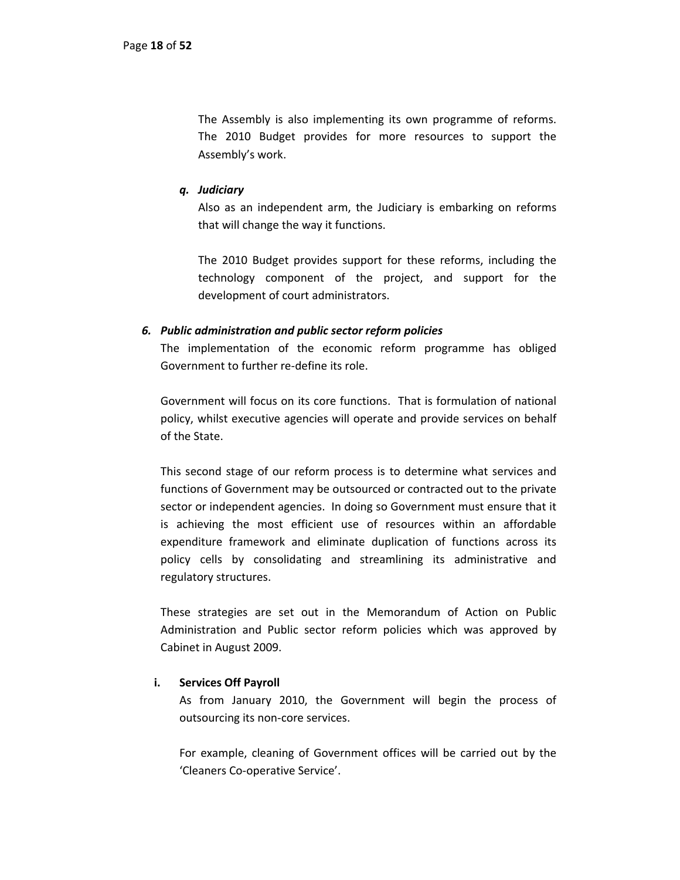The Assembly is also implementing its own programme of reforms. The 2010 Budget provides for more resources to support the Assembly's work.

*q. Judiciary*

Also as an independent arm, the Judiciary is embarking on reforms that will change the way it functions.

The 2010 Budget provides support for these reforms, including the technology component of the project, and support for the development of court administrators.

### *6. Public administration and public sector reform policies*

The implementation of the economic reform programme has obliged Government to further re-define its role.

Government will focus on its core functions. That is formulation of national policy, whilst executive agencies will operate and provide services on behalf of the State.

This second stage of our reform process is to determine what services and functions of Government may be outsourced or contracted out to the private sector or independent agencies. In doing so Government must ensure that it is achieving the most efficient use of resources within an affordable expenditure framework and eliminate duplication of functions across its policy cells by consolidating and streamlining its administrative and regulatory structures.

These strategies are set out in the Memorandum of Action on Public Administration and Public sector reform policies which was approved by Cabinet in August 2009.

**i. Services Off Payroll**

As from January 2010, the Government will begin the process of outsourcing its non-core services.

For example, cleaning of Government offices will be carried out by the 'Cleaners Co-operative Service'.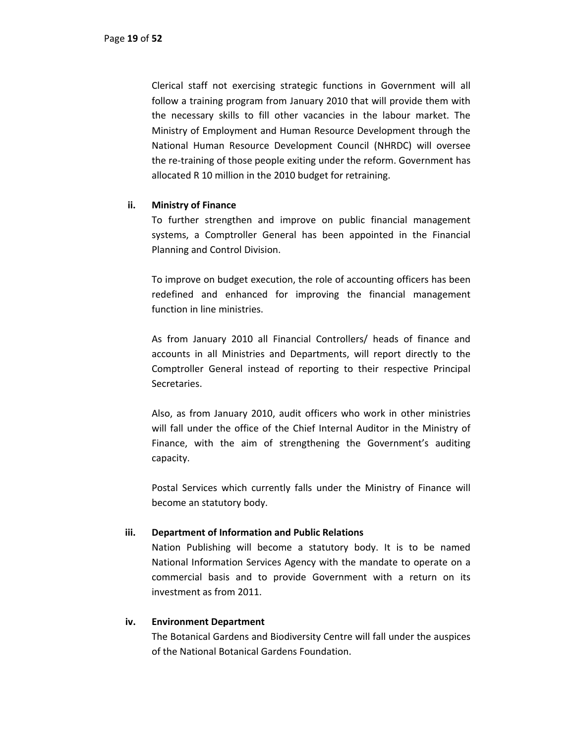Clerical staff not exercising strategic functions in Government will all follow a training program from January 2010 that will provide them with the necessary skills to fill other vacancies in the labour market. The Ministry of Employment and Human Resource Development through the National Human Resource Development Council (NHRDC) will oversee the re-training of those people exiting under the reform. Government has allocated R 10 million in the 2010 budget for retraining.

ii. **Ministry of Finance**

To further strengthen and improve on public financial management systems, a Comptroller General has been appointed in the Financial Planning and Control Division.

To improve on budget execution, the role of accounting officers has been redefined and enhanced for improving the financial management function in line ministries.

As from January 2010 all Financial Controllers/ heads of finance and accounts in all Ministries and Departments, will report directly to the Comptroller General instead of reporting to their respective Principal Secretaries.

Also, as from January 2010, audit officers who work in other ministries will fall under the office of the Chief Internal Auditor in the Ministry of Finance, with the aim of strengthening the Government's auditing capacity.

Postal Services which currently falls under the Ministry of Finance will become an statutory body.

iii. **Department of Information and Public Relations**

Nation Publishing will become a statutory body. It is to be named National Information Services Agency with the mandate to operate on a commercial basis and to provide Government with a return on its investment as from 2011.

iv. **Environment Department**

The Botanical Gardens and Biodiversity Centre will fall under the auspices of the National Botanical Gardens Foundation.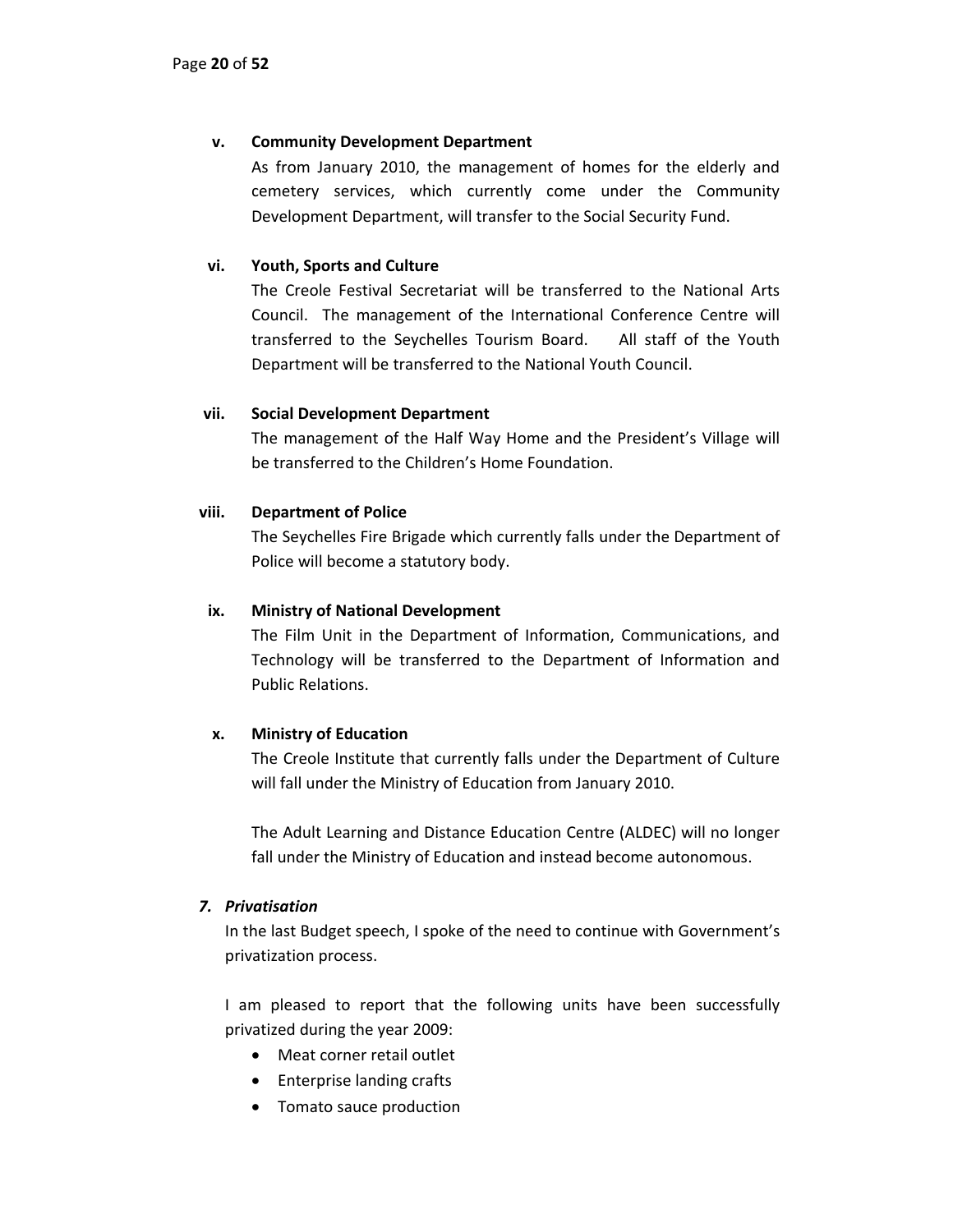v. **Community Development Department**

As from January 2010, the management of homes for the elderly and cemetery services, which currently come under the Community Development Department, will transfer to the Social Security Fund.

vi. **Youth, Sports and Culture**

The Creole Festival Secretariat will be transferred to the National Arts Council. The management of the International Conference Centre will transferred to the Seychelles Tourism Board. All staff of the Youth Department will be transferred to the National Youth Council.

vii. **Social Development Department**

The management of the Half Way Home and the President's Village will be transferred to the Children's Home Foundation.

viii. **Department of Police**

The Seychelles Fire Brigade which currently falls under the Department of Police will become a statutory body.

ix. **Ministry of National Development**

The Film Unit in the Department of Information, Communications, and Technology will be transferred to the Department of Information and Public Relations.

x. **Ministry of Education**

The Creole Institute that currently falls under the Department of Culture will fall under the Ministry of Education from January 2010.

The Adult Learning and Distance Education Centre (ALDEC) will no longer fall under the Ministry of Education and instead become autonomous.

***7. Privatisation***

In the last Budget speech, I spoke of the need to continue with Government's privatization process.

I am pleased to report that the following units have been successfully privatized during the year 2009:

- Meat corner retail outlet
- Enterprise landing crafts
- Tomato sauce production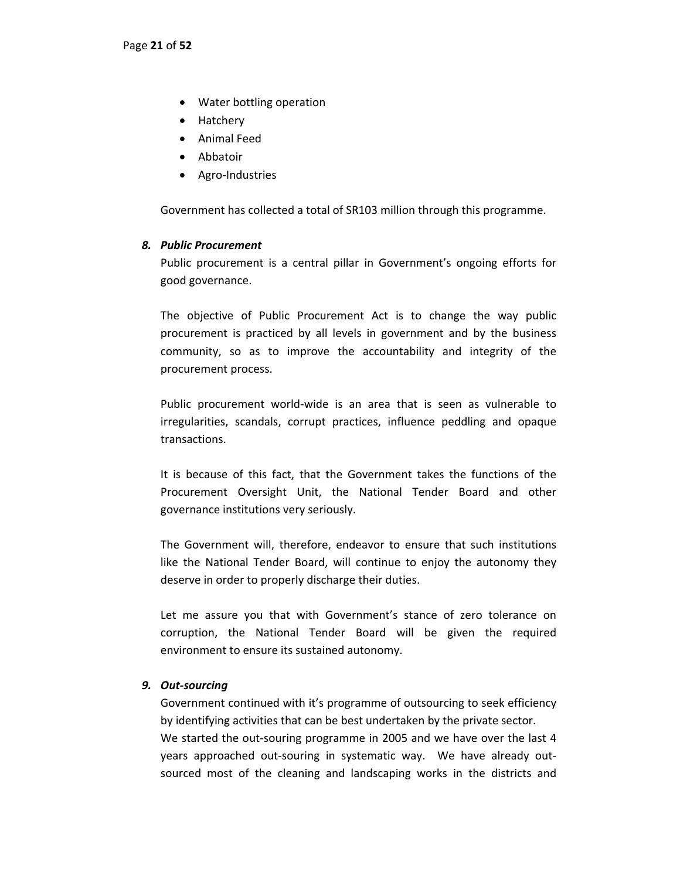- Water bottling operation
- Hatchery
- Animal Feed
- Abbatoir
- Agro-Industries

Government has collected a total of SR103 million through this programme.

8. ***Public Procurement***

Public procurement is a central pillar in Government's ongoing efforts for good governance.

The objective of Public Procurement Act is to change the way public procurement is practiced by all levels in government and by the business community, so as to improve the accountability and integrity of the procurement process.

Public procurement world-wide is an area that is seen as vulnerable to irregularities, scandals, corrupt practices, influence peddling and opaque transactions.

It is because of this fact, that the Government takes the functions of the Procurement Oversight Unit, the National Tender Board and other governance institutions very seriously.

The Government will, therefore, endeavor to ensure that such institutions like the National Tender Board, will continue to enjoy the autonomy they deserve in order to properly discharge their duties.

Let me assure you that with Government's stance of zero tolerance on corruption, the National Tender Board will be given the required environment to ensure its sustained autonomy.

9. ***Out-sourcing***

Government continued with it's programme of outsourcing to seek efficiency by identifying activities that can be best undertaken by the private sector.
We started the out-souring programme in 2005 and we have over the last 4 years approached out-souring in systematic way. We have already out-sourced most of the cleaning and landscaping works in the districts and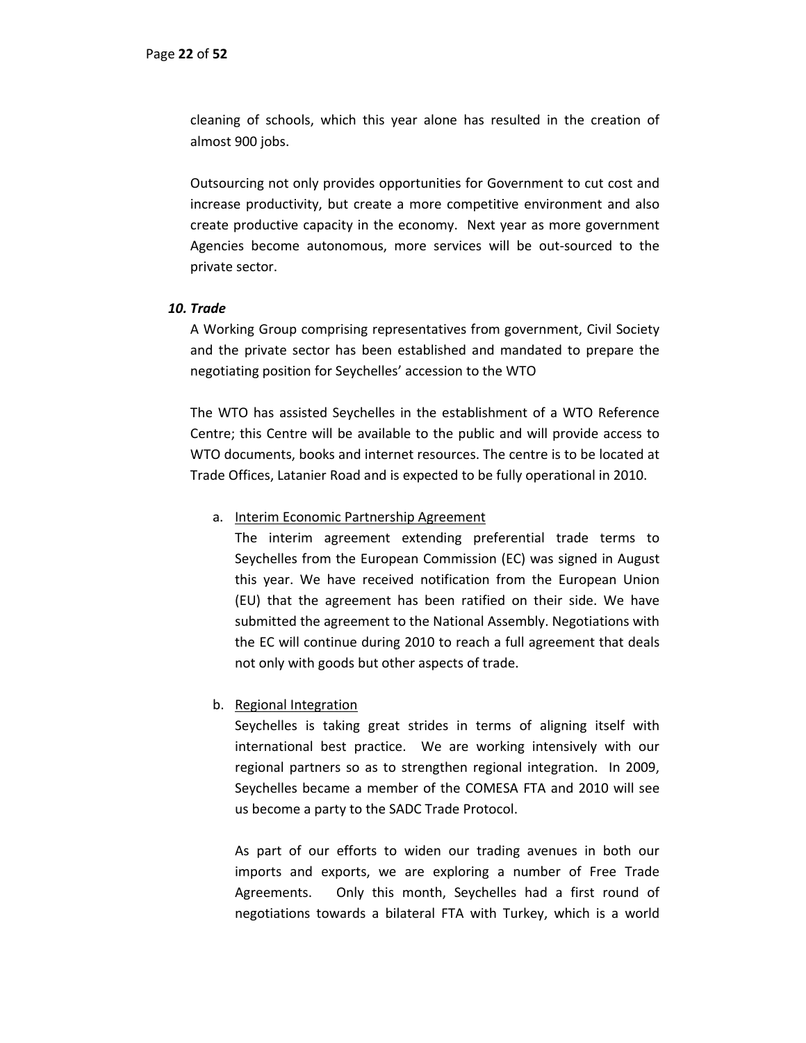cleaning of schools, which this year alone has resulted in the creation of almost 900 jobs.

Outsourcing not only provides opportunities for Government to cut cost and increase productivity, but create a more competitive environment and also create productive capacity in the economy. Next year as more government Agencies become autonomous, more services will be out-sourced to the private sector.

***10. Trade***

A Working Group comprising representatives from government, Civil Society and the private sector has been established and mandated to prepare the negotiating position for Seychelles' accession to the WTO

The WTO has assisted Seychelles in the establishment of a WTO Reference Centre; this Centre will be available to the public and will provide access to WTO documents, books and internet resources. The centre is to be located at Trade Offices, Latanier Road and is expected to be fully operational in 2010.

a. <u>Interim Economic Partnership Agreement</u>

   The interim agreement extending preferential trade terms to Seychelles from the European Commission (EC) was signed in August this year. We have received notification from the European Union (EU) that the agreement has been ratified on their side. We have submitted the agreement to the National Assembly. Negotiations with the EC will continue during 2010 to reach a full agreement that deals not only with goods but other aspects of trade.

b. <u>Regional Integration</u>

   Seychelles is taking great strides in terms of aligning itself with international best practice. We are working intensively with our regional partners so as to strengthen regional integration. In 2009, Seychelles became a member of the COMESA FTA and 2010 will see us become a party to the SADC Trade Protocol.

   As part of our efforts to widen our trading avenues in both our imports and exports, we are exploring a number of Free Trade Agreements. Only this month, Seychelles had a first round of negotiations towards a bilateral FTA with Turkey, which is a world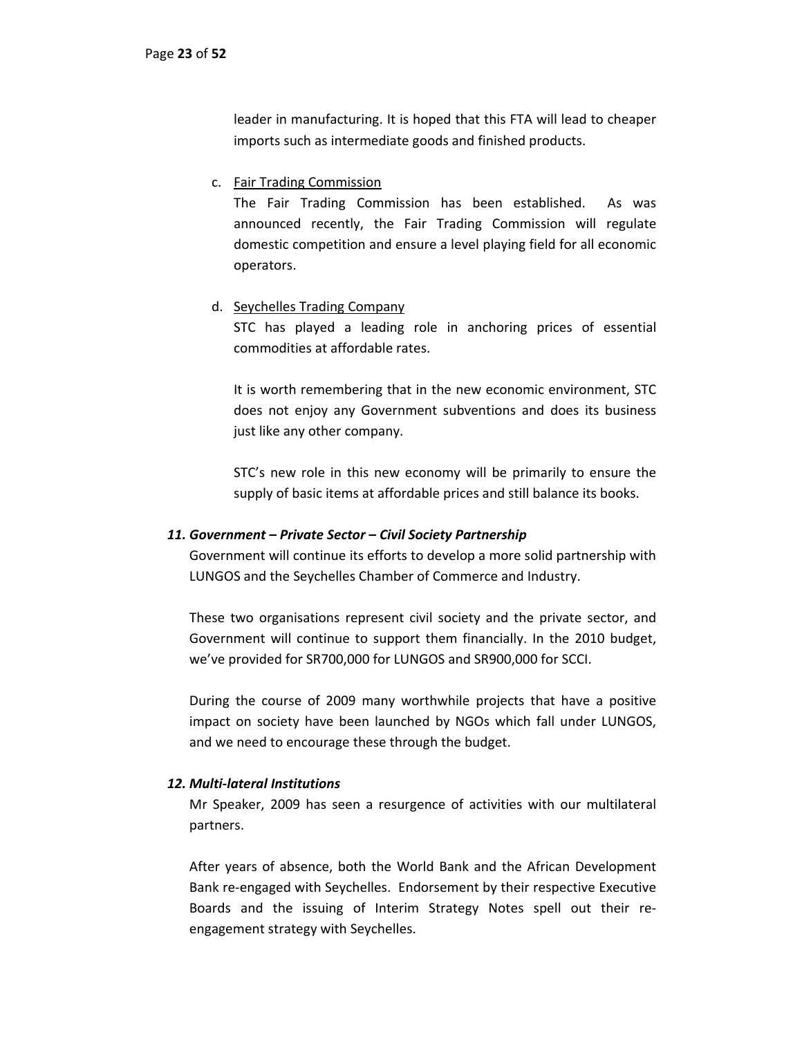leader in manufacturing. It is hoped that this FTA will lead to cheaper imports such as intermediate goods and finished products.

c. Fair Trading Commission

   The Fair Trading Commission has been established. As was announced recently, the Fair Trading Commission will regulate domestic competition and ensure a level playing field for all economic operators.

d. Seychelles Trading Company

   STC has played a leading role in anchoring prices of essential commodities at affordable rates.

   It is worth remembering that in the new economic environment, STC does not enjoy any Government subventions and does its business just like any other company.

   STC's new role in this new economy will be primarily to ensure the supply of basic items at affordable prices and still balance its books.

### *11. Government – Private Sector – Civil Society Partnership*

Government will continue its efforts to develop a more solid partnership with LUNGOS and the Seychelles Chamber of Commerce and Industry.

These two organisations represent civil society and the private sector, and Government will continue to support them financially. In the 2010 budget, we've provided for SR700,000 for LUNGOS and SR900,000 for SCCI.

During the course of 2009 many worthwhile projects that have a positive impact on society have been launched by NGOs which fall under LUNGOS, and we need to encourage these through the budget.

### *12. Multi-lateral Institutions*

Mr Speaker, 2009 has seen a resurgence of activities with our multilateral partners.

After years of absence, both the World Bank and the African Development Bank re-engaged with Seychelles. Endorsement by their respective Executive Boards and the issuing of Interim Strategy Notes spell out their re-engagement strategy with Seychelles.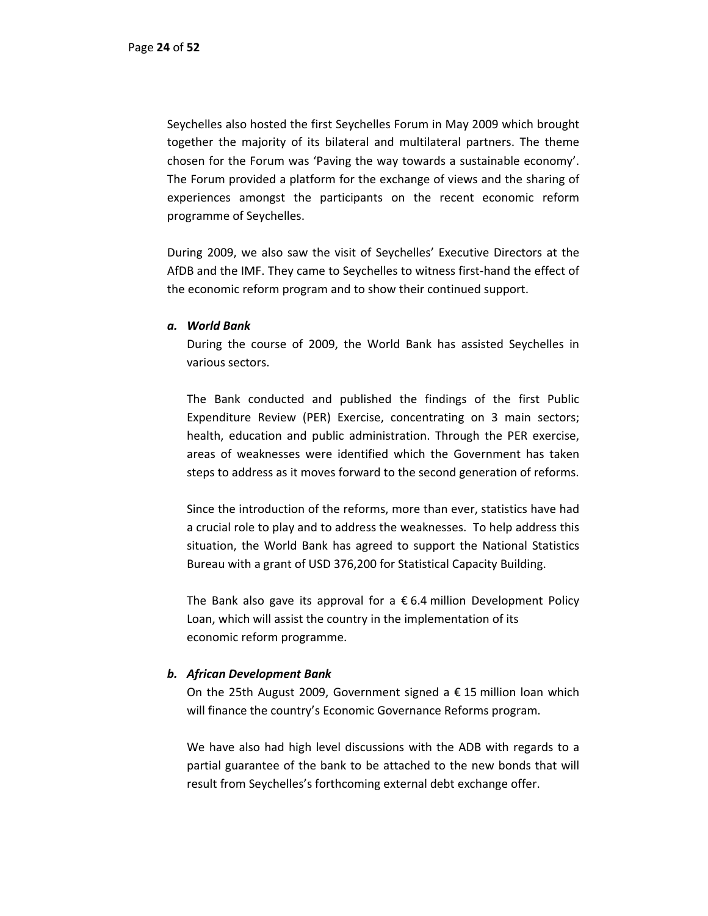Seychelles also hosted the first Seychelles Forum in May 2009 which brought together the majority of its bilateral and multilateral partners. The theme chosen for the Forum was 'Paving the way towards a sustainable economy'. The Forum provided a platform for the exchange of views and the sharing of experiences amongst the participants on the recent economic reform programme of Seychelles.

During 2009, we also saw the visit of Seychelles' Executive Directors at the AfDB and the IMF. They came to Seychelles to witness first-hand the effect of the economic reform program and to show their continued support.

***a. World Bank***

During the course of 2009, the World Bank has assisted Seychelles in various sectors.

The Bank conducted and published the findings of the first Public Expenditure Review (PER) Exercise, concentrating on 3 main sectors; health, education and public administration. Through the PER exercise, areas of weaknesses were identified which the Government has taken steps to address as it moves forward to the second generation of reforms.

Since the introduction of the reforms, more than ever, statistics have had a crucial role to play and to address the weaknesses. To help address this situation, the World Bank has agreed to support the National Statistics Bureau with a grant of USD 376,200 for Statistical Capacity Building.

The Bank also gave its approval for a € 6.4 million Development Policy Loan, which will assist the country in the implementation of its economic reform programme.

***b. African Development Bank***

On the 25th August 2009, Government signed a € 15 million loan which will finance the country's Economic Governance Reforms program.

We have also had high level discussions with the ADB with regards to a partial guarantee of the bank to be attached to the new bonds that will result from Seychelles's forthcoming external debt exchange offer.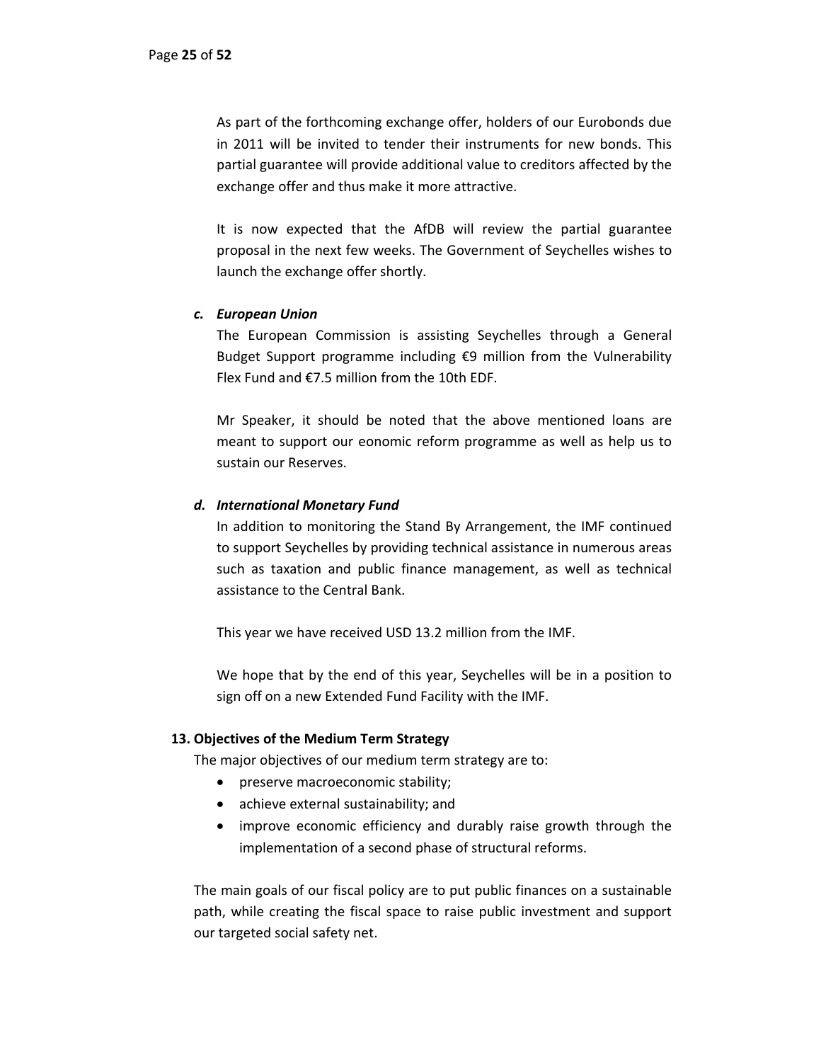As part of the forthcoming exchange offer, holders of our Eurobonds due in 2011 will be invited to tender their instruments for new bonds. This partial guarantee will provide additional value to creditors affected by the exchange offer and thus make it more attractive.

It is now expected that the AfDB will review the partial guarantee proposal in the next few weeks. The Government of Seychelles wishes to launch the exchange offer shortly.

***c. European Union***

The European Commission is assisting Seychelles through a General Budget Support programme including €9 million from the Vulnerability Flex Fund and €7.5 million from the 10th EDF.

Mr Speaker, it should be noted that the above mentioned loans are meant to support our eonomic reform programme as well as help us to sustain our Reserves.

***d. International Monetary Fund***

In addition to monitoring the Stand By Arrangement, the IMF continued to support Seychelles by providing technical assistance in numerous areas such as taxation and public finance management, as well as technical assistance to the Central Bank.

This year we have received USD 13.2 million from the IMF.

We hope that by the end of this year, Seychelles will be in a position to sign off on a new Extended Fund Facility with the IMF.

**13. Objectives of the Medium Term Strategy**

The major objectives of our medium term strategy are to:

- preserve macroeconomic stability;
- achieve external sustainability; and
- improve economic efficiency and durably raise growth through the implementation of a second phase of structural reforms.

The main goals of our fiscal policy are to put public finances on a sustainable path, while creating the fiscal space to raise public investment and support our targeted social safety net.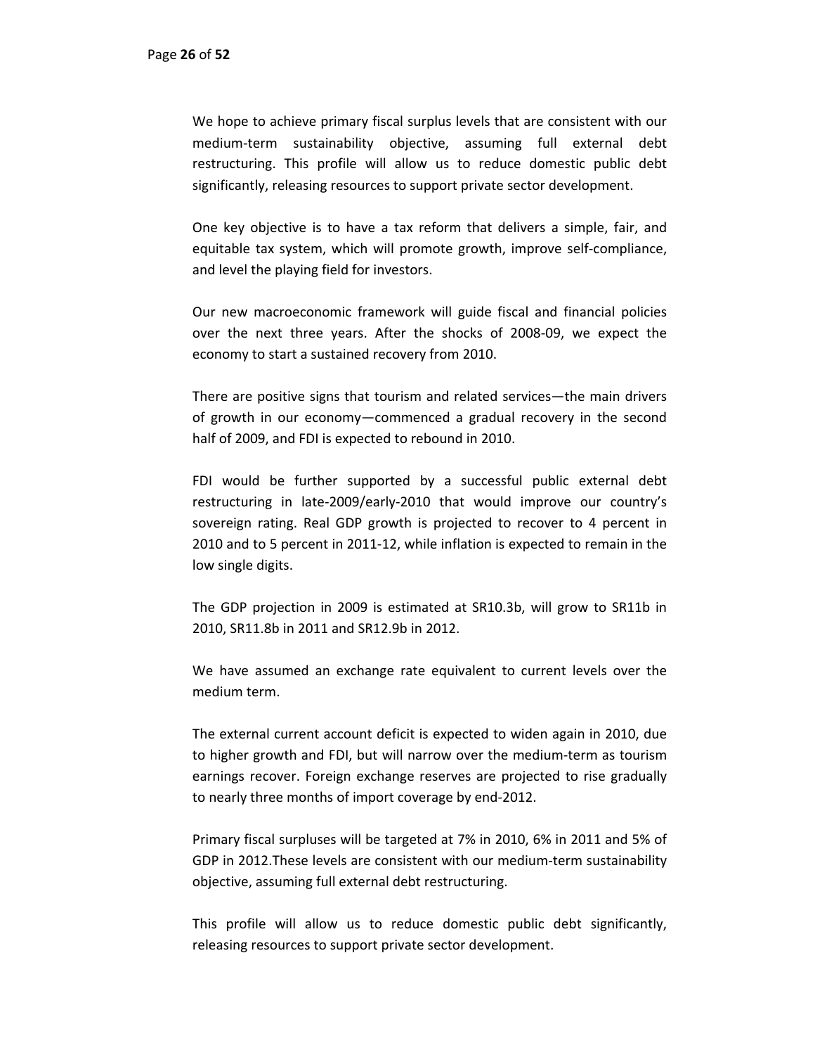We hope to achieve primary fiscal surplus levels that are consistent with our medium-term sustainability objective, assuming full external debt restructuring. This profile will allow us to reduce domestic public debt significantly, releasing resources to support private sector development.

One key objective is to have a tax reform that delivers a simple, fair, and equitable tax system, which will promote growth, improve self-compliance, and level the playing field for investors.

Our new macroeconomic framework will guide fiscal and financial policies over the next three years. After the shocks of 2008-09, we expect the economy to start a sustained recovery from 2010.

There are positive signs that tourism and related services—the main drivers of growth in our economy—commenced a gradual recovery in the second half of 2009, and FDI is expected to rebound in 2010.

FDI would be further supported by a successful public external debt restructuring in late-2009/early-2010 that would improve our country's sovereign rating. Real GDP growth is projected to recover to 4 percent in 2010 and to 5 percent in 2011-12, while inflation is expected to remain in the low single digits.

The GDP projection in 2009 is estimated at SR10.3b, will grow to SR11b in 2010, SR11.8b in 2011 and SR12.9b in 2012.

We have assumed an exchange rate equivalent to current levels over the medium term.

The external current account deficit is expected to widen again in 2010, due to higher growth and FDI, but will narrow over the medium-term as tourism earnings recover. Foreign exchange reserves are projected to rise gradually to nearly three months of import coverage by end-2012.

Primary fiscal surpluses will be targeted at 7% in 2010, 6% in 2011 and 5% of GDP in 2012.These levels are consistent with our medium-term sustainability objective, assuming full external debt restructuring.

This profile will allow us to reduce domestic public debt significantly, releasing resources to support private sector development.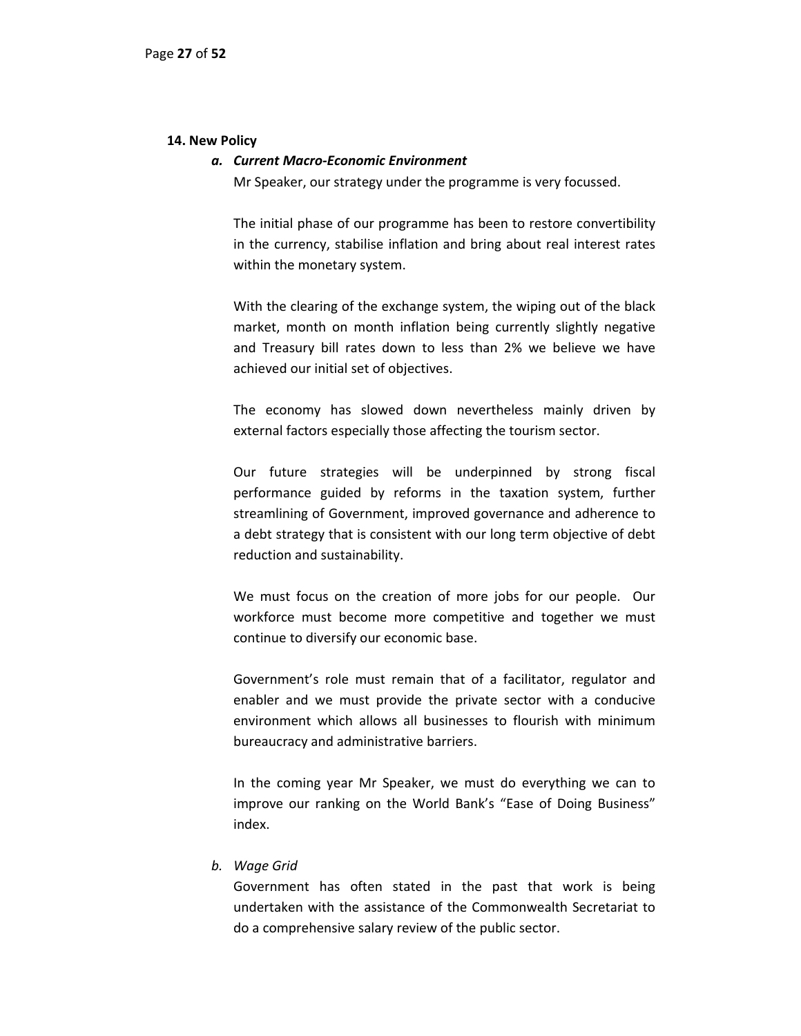## 14. New Policy

### *a. Current Macro-Economic Environment*

Mr Speaker, our strategy under the programme is very focussed.

The initial phase of our programme has been to restore convertibility in the currency, stabilise inflation and bring about real interest rates within the monetary system.

With the clearing of the exchange system, the wiping out of the black market, month on month inflation being currently slightly negative and Treasury bill rates down to less than 2% we believe we have achieved our initial set of objectives.

The economy has slowed down nevertheless mainly driven by external factors especially those affecting the tourism sector.

Our future strategies will be underpinned by strong fiscal performance guided by reforms in the taxation system, further streamlining of Government, improved governance and adherence to a debt strategy that is consistent with our long term objective of debt reduction and sustainability.

We must focus on the creation of more jobs for our people. Our workforce must become more competitive and together we must continue to diversify our economic base.

Government's role must remain that of a facilitator, regulator and enabler and we must provide the private sector with a conducive environment which allows all businesses to flourish with minimum bureaucracy and administrative barriers.

In the coming year Mr Speaker, we must do everything we can to improve our ranking on the World Bank's "Ease of Doing Business" index.

### *b. Wage Grid*

Government has often stated in the past that work is being undertaken with the assistance of the Commonwealth Secretariat to do a comprehensive salary review of the public sector.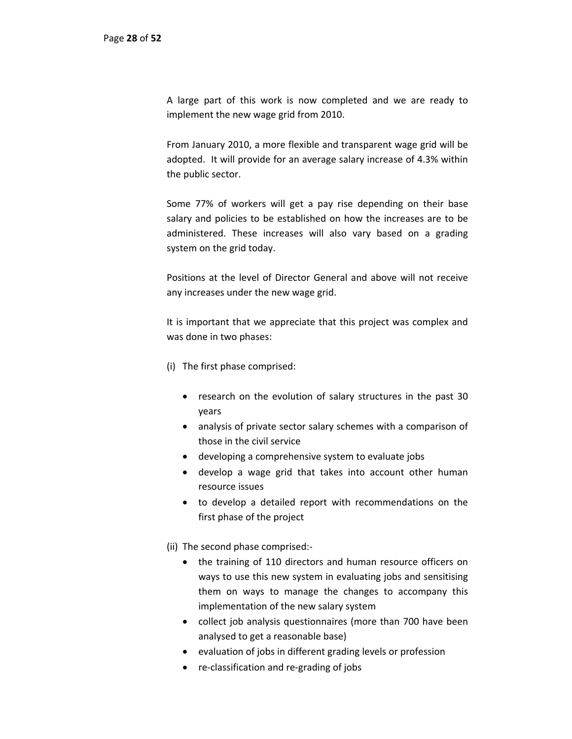A large part of this work is now completed and we are ready to implement the new wage grid from 2010.

From January 2010, a more flexible and transparent wage grid will be adopted. It will provide for an average salary increase of 4.3% within the public sector.

Some 77% of workers will get a pay rise depending on their base salary and policies to be established on how the increases are to be administered. These increases will also vary based on a grading system on the grid today.

Positions at the level of Director General and above will not receive any increases under the new wage grid.

It is important that we appreciate that this project was complex and was done in two phases:

(i) The first phase comprised:

- research on the evolution of salary structures in the past 30 years
- analysis of private sector salary schemes with a comparison of those in the civil service
- developing a comprehensive system to evaluate jobs
- develop a wage grid that takes into account other human resource issues
- to develop a detailed report with recommendations on the first phase of the project

(ii) The second phase comprised:-

- the training of 110 directors and human resource officers on ways to use this new system in evaluating jobs and sensitising them on ways to manage the changes to accompany this implementation of the new salary system
- collect job analysis questionnaires (more than 700 have been analysed to get a reasonable base)
- evaluation of jobs in different grading levels or profession
- re-classification and re-grading of jobs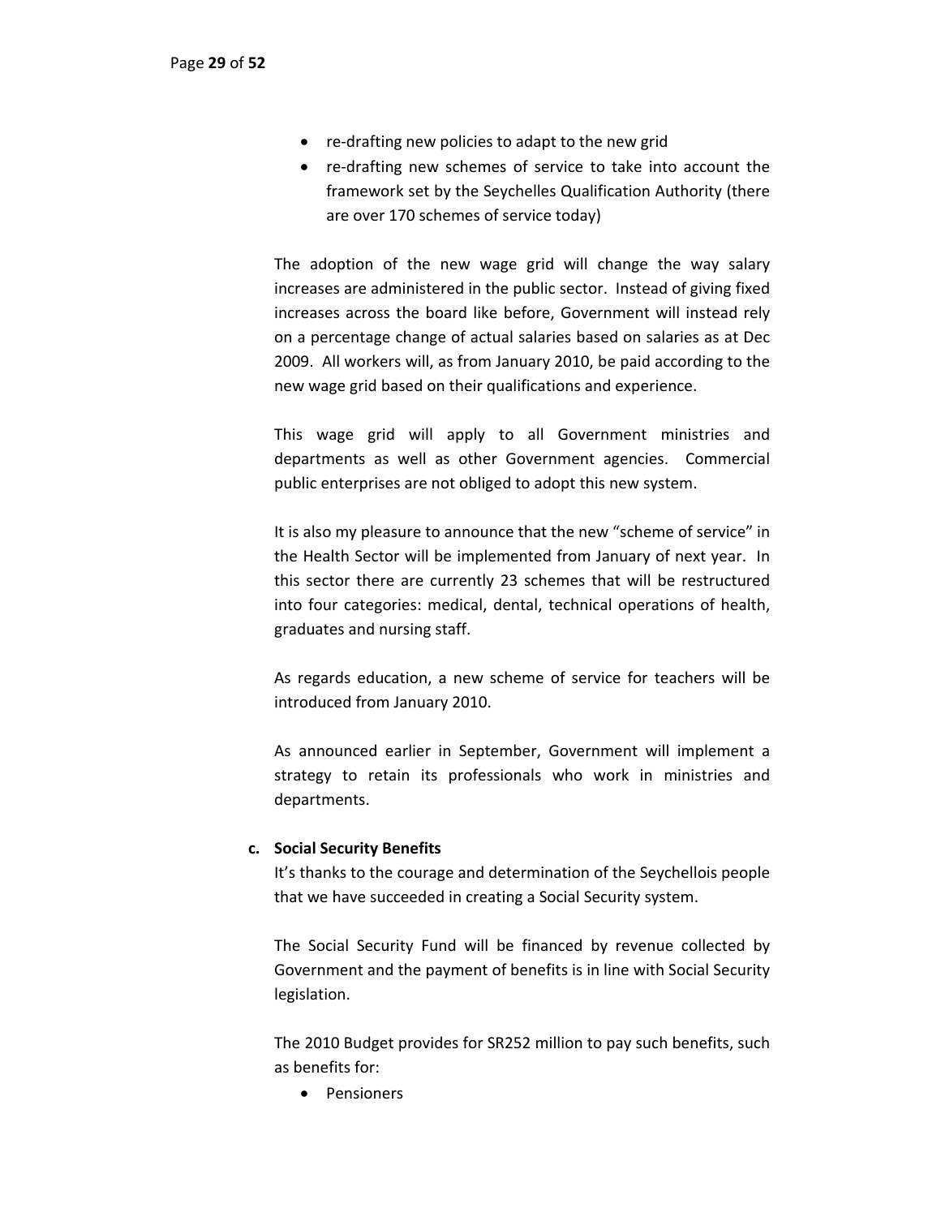- re-drafting new policies to adapt to the new grid
- re-drafting new schemes of service to take into account the framework set by the Seychelles Qualification Authority (there are over 170 schemes of service today)

The adoption of the new wage grid will change the way salary increases are administered in the public sector. Instead of giving fixed increases across the board like before, Government will instead rely on a percentage change of actual salaries based on salaries as at Dec 2009. All workers will, as from January 2010, be paid according to the new wage grid based on their qualifications and experience.

This wage grid will apply to all Government ministries and departments as well as other Government agencies. Commercial public enterprises are not obliged to adopt this new system.

It is also my pleasure to announce that the new "scheme of service" in the Health Sector will be implemented from January of next year. In this sector there are currently 23 schemes that will be restructured into four categories: medical, dental, technical operations of health, graduates and nursing staff.

As regards education, a new scheme of service for teachers will be introduced from January 2010.

As announced earlier in September, Government will implement a strategy to retain its professionals who work in ministries and departments.

**c. Social Security Benefits**

It's thanks to the courage and determination of the Seychellois people that we have succeeded in creating a Social Security system.

The Social Security Fund will be financed by revenue collected by Government and the payment of benefits is in line with Social Security legislation.

The 2010 Budget provides for SR252 million to pay such benefits, such as benefits for:

- Pensioners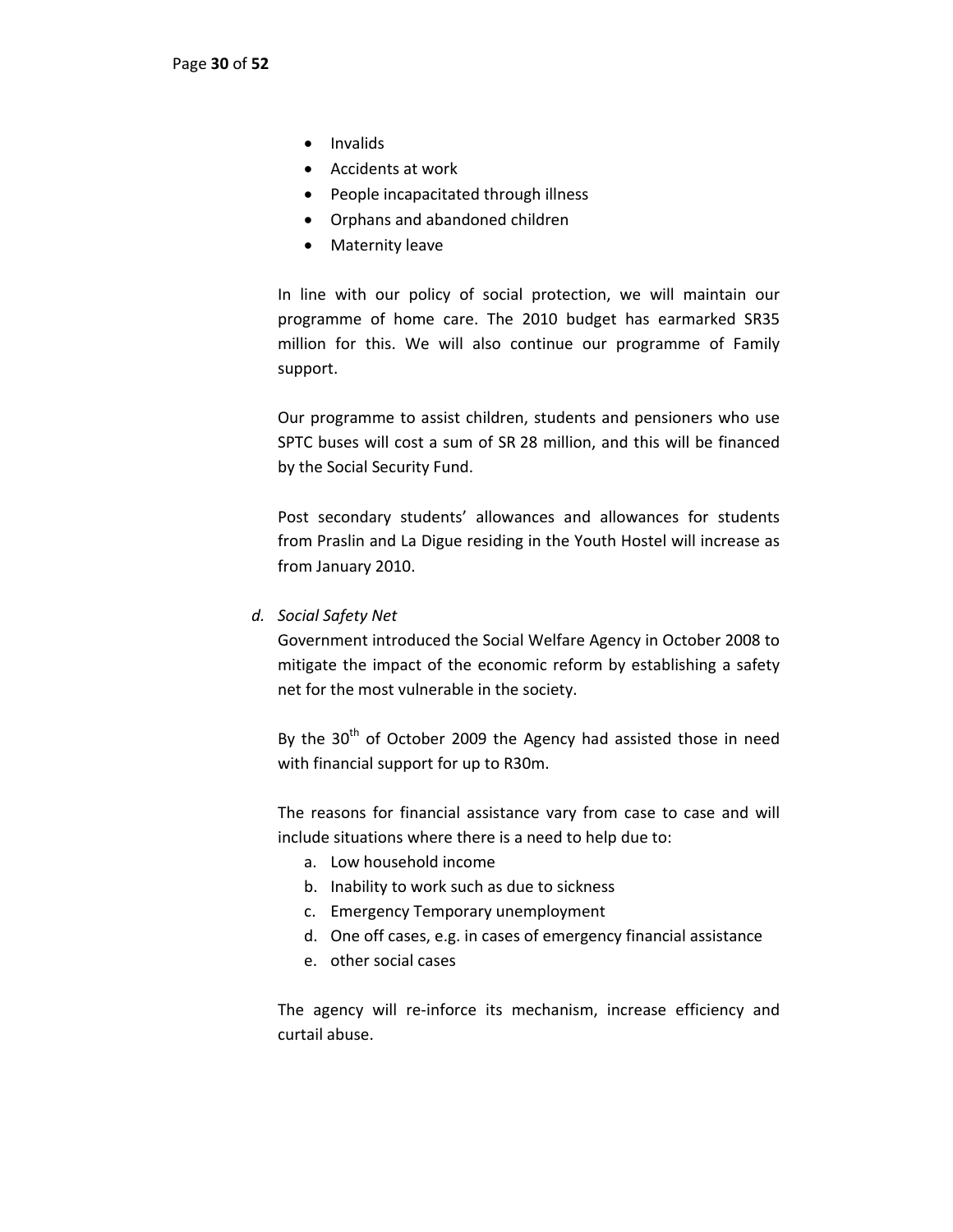- Invalids
- Accidents at work
- People incapacitated through illness
- Orphans and abandoned children
- Maternity leave

In line with our policy of social protection, we will maintain our programme of home care. The 2010 budget has earmarked SR35 million for this. We will also continue our programme of Family support.

Our programme to assist children, students and pensioners who use SPTC buses will cost a sum of SR 28 million, and this will be financed by the Social Security Fund.

Post secondary students' allowances and allowances for students from Praslin and La Digue residing in the Youth Hostel will increase as from January 2010.

d. *Social Safety Net*

Government introduced the Social Welfare Agency in October 2008 to mitigate the impact of the economic reform by establishing a safety net for the most vulnerable in the society.

By the 30th of October 2009 the Agency had assisted those in need with financial support for up to R30m.

The reasons for financial assistance vary from case to case and will include situations where there is a need to help due to:

a. Low household income
b. Inability to work such as due to sickness
c. Emergency Temporary unemployment
d. One off cases, e.g. in cases of emergency financial assistance
e. other social cases

The agency will re-inforce its mechanism, increase efficiency and curtail abuse.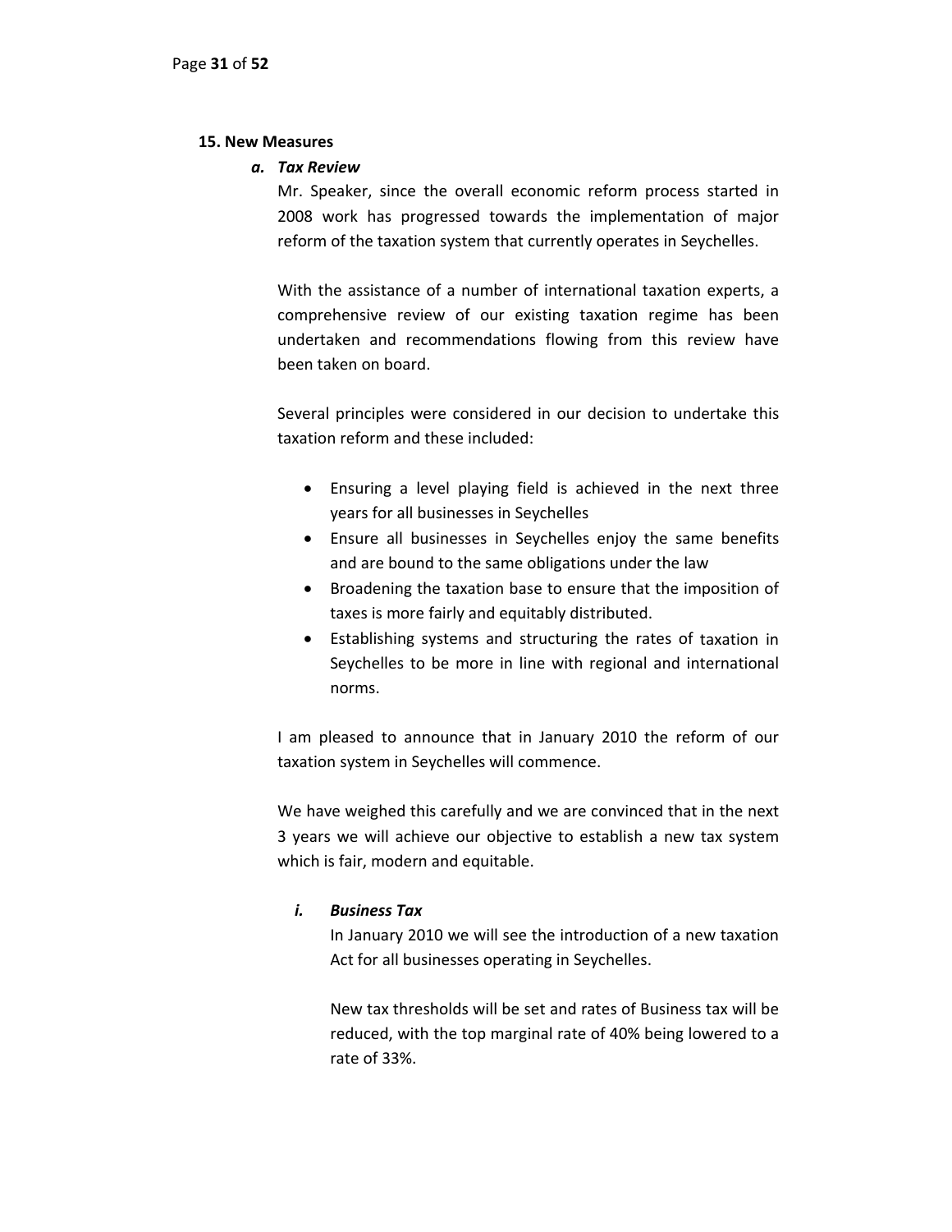## 15. New Measures

### *a. Tax Review*

Mr. Speaker, since the overall economic reform process started in 2008 work has progressed towards the implementation of major reform of the taxation system that currently operates in Seychelles.

With the assistance of a number of international taxation experts, a comprehensive review of our existing taxation regime has been undertaken and recommendations flowing from this review have been taken on board.

Several principles were considered in our decision to undertake this taxation reform and these included:

- Ensuring a level playing field is achieved in the next three years for all businesses in Seychelles
- Ensure all businesses in Seychelles enjoy the same benefits and are bound to the same obligations under the law
- Broadening the taxation base to ensure that the imposition of taxes is more fairly and equitably distributed.
- Establishing systems and structuring the rates of taxation in Seychelles to be more in line with regional and international norms.

I am pleased to announce that in January 2010 the reform of our taxation system in Seychelles will commence.

We have weighed this carefully and we are convinced that in the next 3 years we will achieve our objective to establish a new tax system which is fair, modern and equitable.

#### *i. Business Tax*

In January 2010 we will see the introduction of a new taxation Act for all businesses operating in Seychelles.

New tax thresholds will be set and rates of Business tax will be reduced, with the top marginal rate of 40% being lowered to a rate of 33%.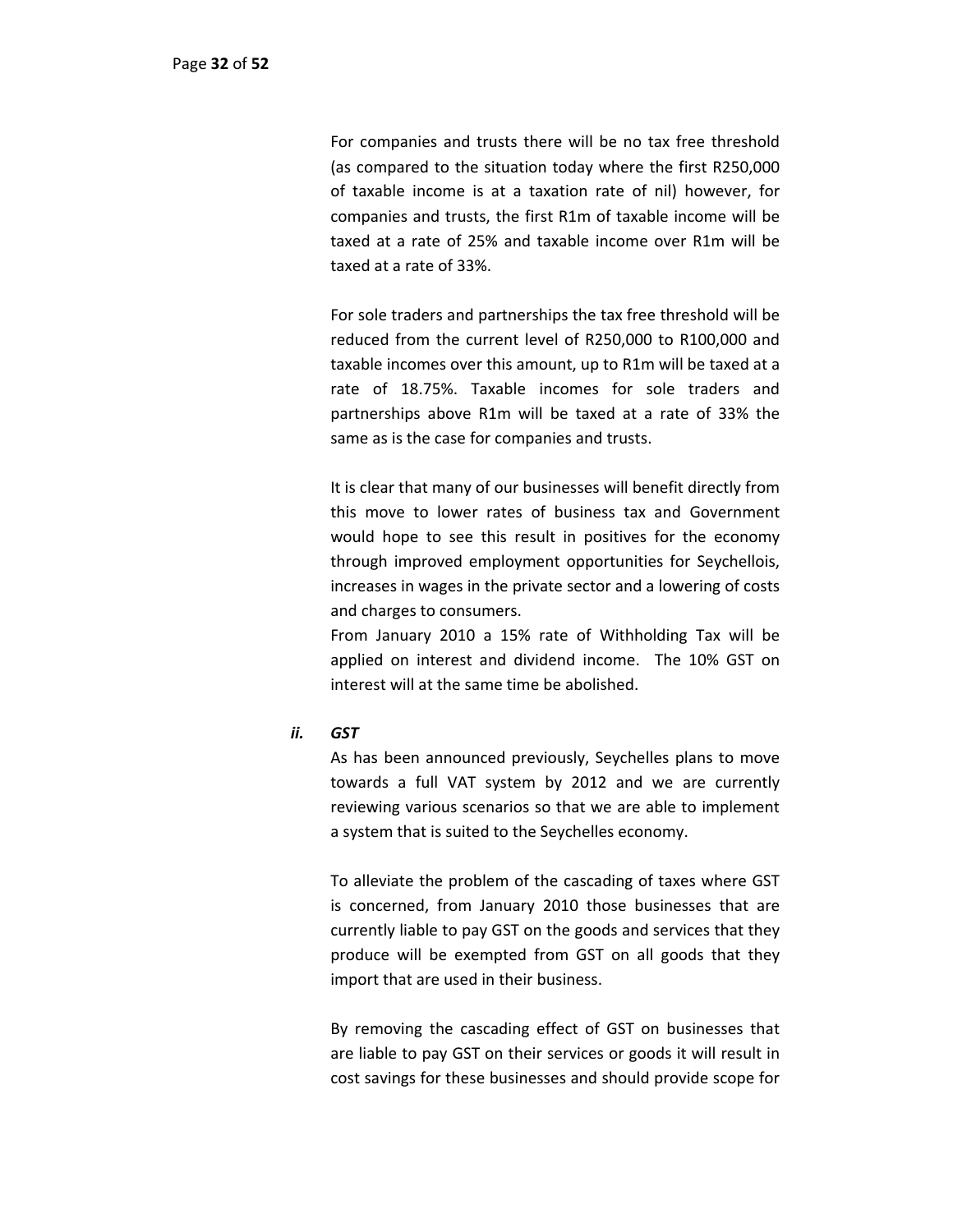For companies and trusts there will be no tax free threshold (as compared to the situation today where the first R250,000 of taxable income is at a taxation rate of nil) however, for companies and trusts, the first R1m of taxable income will be taxed at a rate of 25% and taxable income over R1m will be taxed at a rate of 33%.

For sole traders and partnerships the tax free threshold will be reduced from the current level of R250,000 to R100,000 and taxable incomes over this amount, up to R1m will be taxed at a rate of 18.75%. Taxable incomes for sole traders and partnerships above R1m will be taxed at a rate of 33% the same as is the case for companies and trusts.

It is clear that many of our businesses will benefit directly from this move to lower rates of business tax and Government would hope to see this result in positives for the economy through improved employment opportunities for Seychellois, increases in wages in the private sector and a lowering of costs and charges to consumers.

From January 2010 a 15% rate of Withholding Tax will be applied on interest and dividend income. The 10% GST on interest will at the same time be abolished.

***ii. GST***

As has been announced previously, Seychelles plans to move towards a full VAT system by 2012 and we are currently reviewing various scenarios so that we are able to implement a system that is suited to the Seychelles economy.

To alleviate the problem of the cascading of taxes where GST is concerned, from January 2010 those businesses that are currently liable to pay GST on the goods and services that they produce will be exempted from GST on all goods that they import that are used in their business.

By removing the cascading effect of GST on businesses that are liable to pay GST on their services or goods it will result in cost savings for these businesses and should provide scope for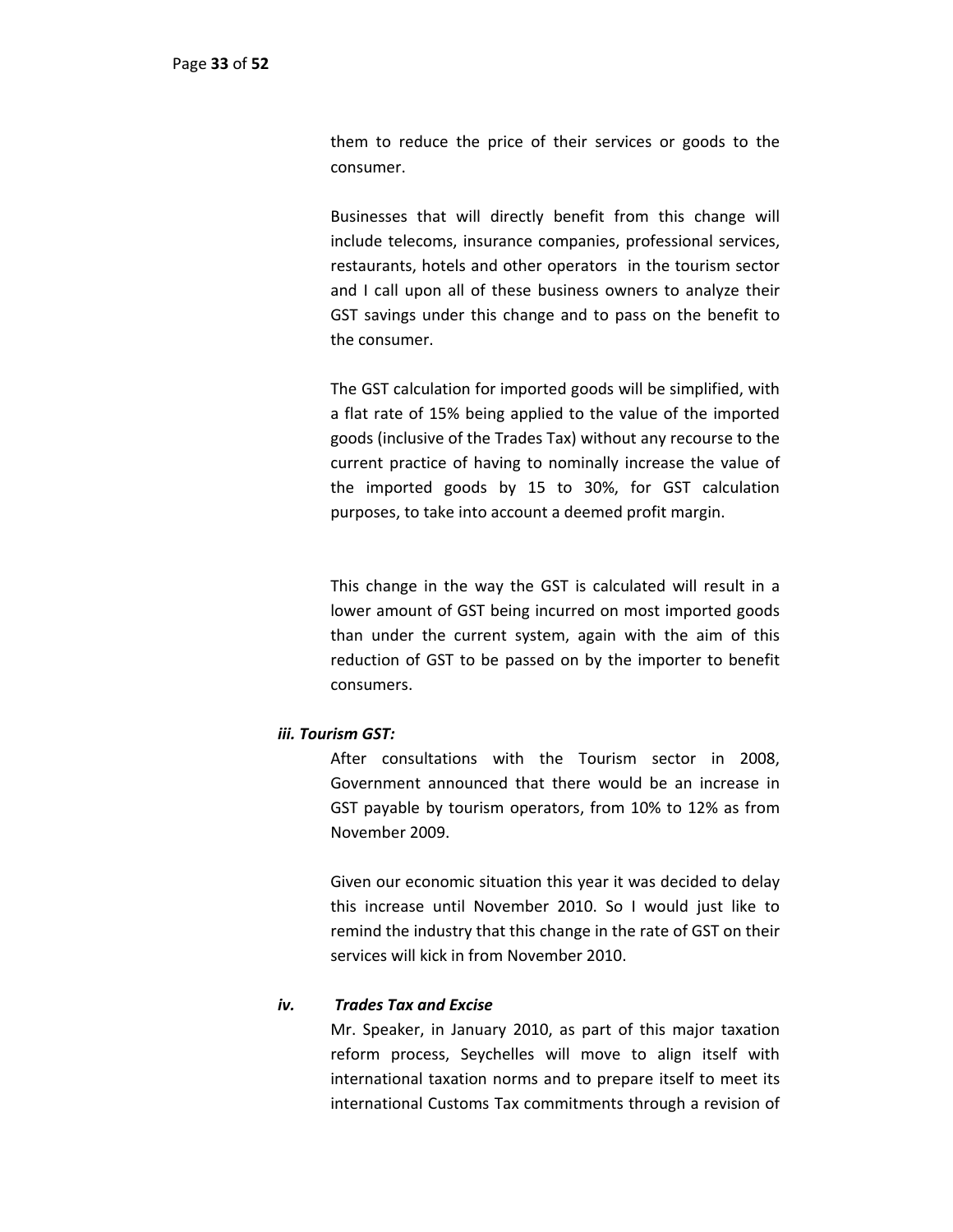them to reduce the price of their services or goods to the consumer.

Businesses that will directly benefit from this change will include telecoms, insurance companies, professional services, restaurants, hotels and other operators in the tourism sector and I call upon all of these business owners to analyze their GST savings under this change and to pass on the benefit to the consumer.

The GST calculation for imported goods will be simplified, with a flat rate of 15% being applied to the value of the imported goods (inclusive of the Trades Tax) without any recourse to the current practice of having to nominally increase the value of the imported goods by 15 to 30%, for GST calculation purposes, to take into account a deemed profit margin.

This change in the way the GST is calculated will result in a lower amount of GST being incurred on most imported goods than under the current system, again with the aim of this reduction of GST to be passed on by the importer to benefit consumers.

***iii. Tourism GST:***

After consultations with the Tourism sector in 2008, Government announced that there would be an increase in GST payable by tourism operators, from 10% to 12% as from November 2009.

Given our economic situation this year it was decided to delay this increase until November 2010. So I would just like to remind the industry that this change in the rate of GST on their services will kick in from November 2010.

***iv. Trades Tax and Excise***

Mr. Speaker, in January 2010, as part of this major taxation reform process, Seychelles will move to align itself with international taxation norms and to prepare itself to meet its international Customs Tax commitments through a revision of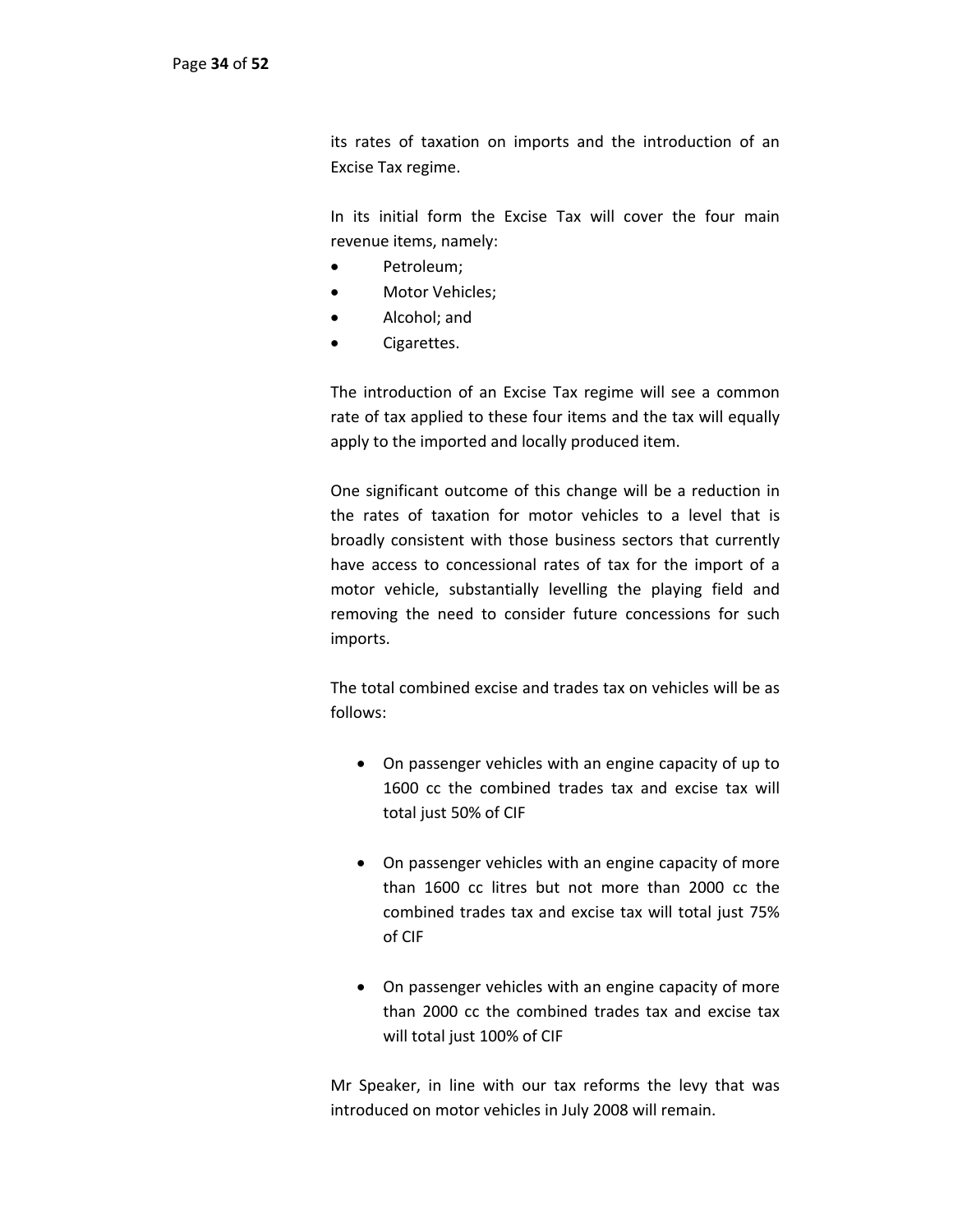its rates of taxation on imports and the introduction of an Excise Tax regime.

In its initial form the Excise Tax will cover the four main revenue items, namely:

- Petroleum;
- Motor Vehicles;
- Alcohol; and
- Cigarettes.

The introduction of an Excise Tax regime will see a common rate of tax applied to these four items and the tax will equally apply to the imported and locally produced item.

One significant outcome of this change will be a reduction in the rates of taxation for motor vehicles to a level that is broadly consistent with those business sectors that currently have access to concessional rates of tax for the import of a motor vehicle, substantially levelling the playing field and removing the need to consider future concessions for such imports.

The total combined excise and trades tax on vehicles will be as follows:

- On passenger vehicles with an engine capacity of up to 1600 cc the combined trades tax and excise tax will total just 50% of CIF

- On passenger vehicles with an engine capacity of more than 1600 cc litres but not more than 2000 cc the combined trades tax and excise tax will total just 75% of CIF

- On passenger vehicles with an engine capacity of more than 2000 cc the combined trades tax and excise tax will total just 100% of CIF

Mr Speaker, in line with our tax reforms the levy that was introduced on motor vehicles in July 2008 will remain.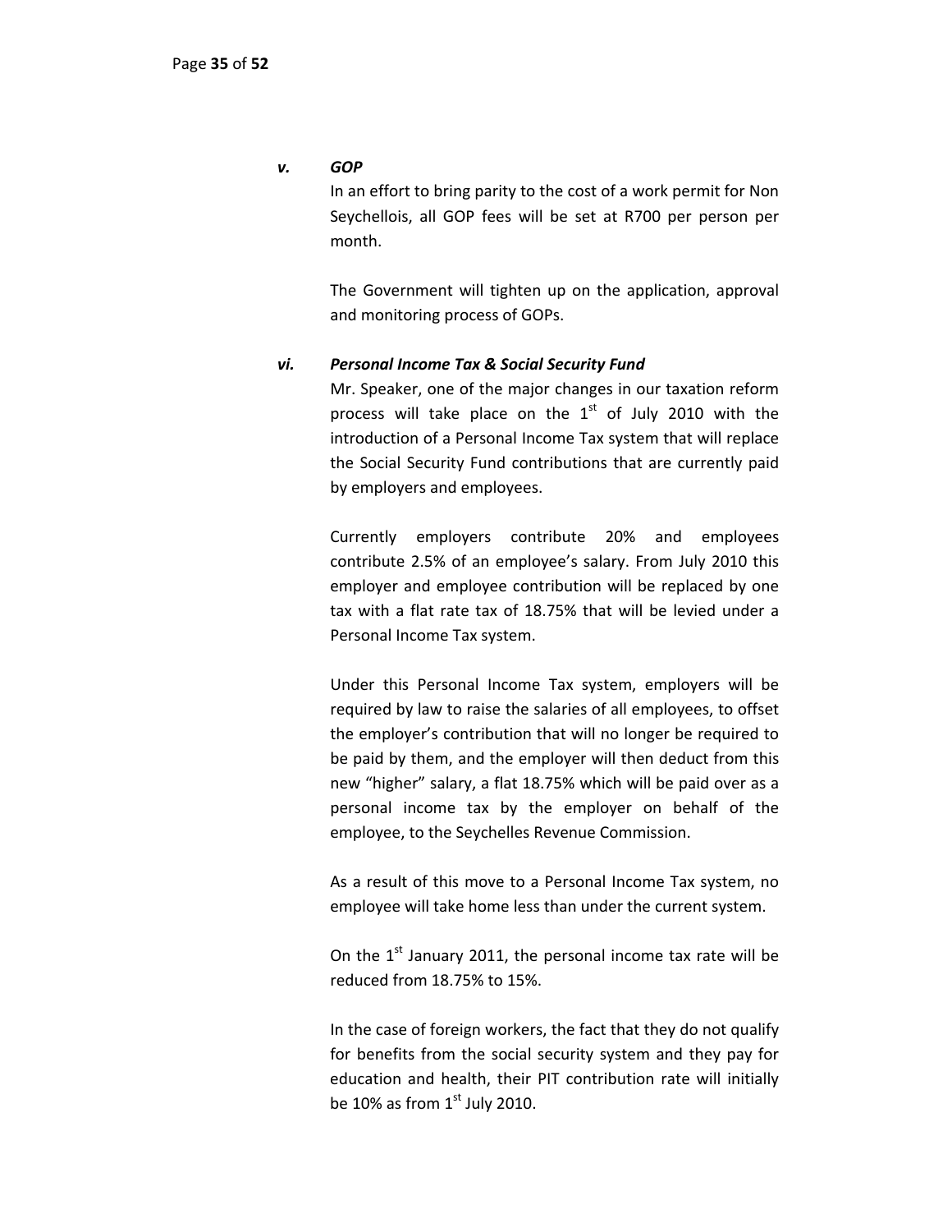### *v. GOP*

In an effort to bring parity to the cost of a work permit for Non Seychellois, all GOP fees will be set at R700 per person per month.

The Government will tighten up on the application, approval and monitoring process of GOPs.

### *vi. Personal Income Tax & Social Security Fund*

Mr. Speaker, one of the major changes in our taxation reform process will take place on the 1st of July 2010 with the introduction of a Personal Income Tax system that will replace the Social Security Fund contributions that are currently paid by employers and employees.

Currently employers contribute 20% and employees contribute 2.5% of an employee's salary. From July 2010 this employer and employee contribution will be replaced by one tax with a flat rate tax of 18.75% that will be levied under a Personal Income Tax system.

Under this Personal Income Tax system, employers will be required by law to raise the salaries of all employees, to offset the employer's contribution that will no longer be required to be paid by them, and the employer will then deduct from this new "higher" salary, a flat 18.75% which will be paid over as a personal income tax by the employer on behalf of the employee, to the Seychelles Revenue Commission.

As a result of this move to a Personal Income Tax system, no employee will take home less than under the current system.

On the 1st January 2011, the personal income tax rate will be reduced from 18.75% to 15%.

In the case of foreign workers, the fact that they do not qualify for benefits from the social security system and they pay for education and health, their PIT contribution rate will initially be 10% as from 1st July 2010.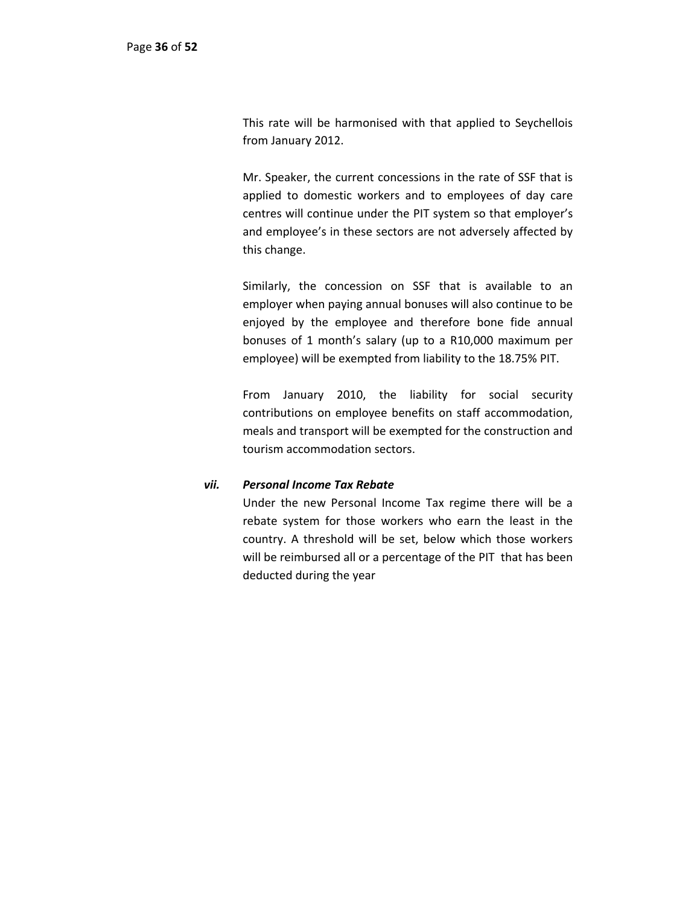This rate will be harmonised with that applied to Seychellois from January 2012.

Mr. Speaker, the current concessions in the rate of SSF that is applied to domestic workers and to employees of day care centres will continue under the PIT system so that employer's and employee's in these sectors are not adversely affected by this change.

Similarly, the concession on SSF that is available to an employer when paying annual bonuses will also continue to be enjoyed by the employee and therefore bone fide annual bonuses of 1 month's salary (up to a R10,000 maximum per employee) will be exempted from liability to the 18.75% PIT.

From January 2010, the liability for social security contributions on employee benefits on staff accommodation, meals and transport will be exempted for the construction and tourism accommodation sectors.

***vii. Personal Income Tax Rebate***

Under the new Personal Income Tax regime there will be a rebate system for those workers who earn the least in the country. A threshold will be set, below which those workers will be reimbursed all or a percentage of the PIT that has been deducted during the year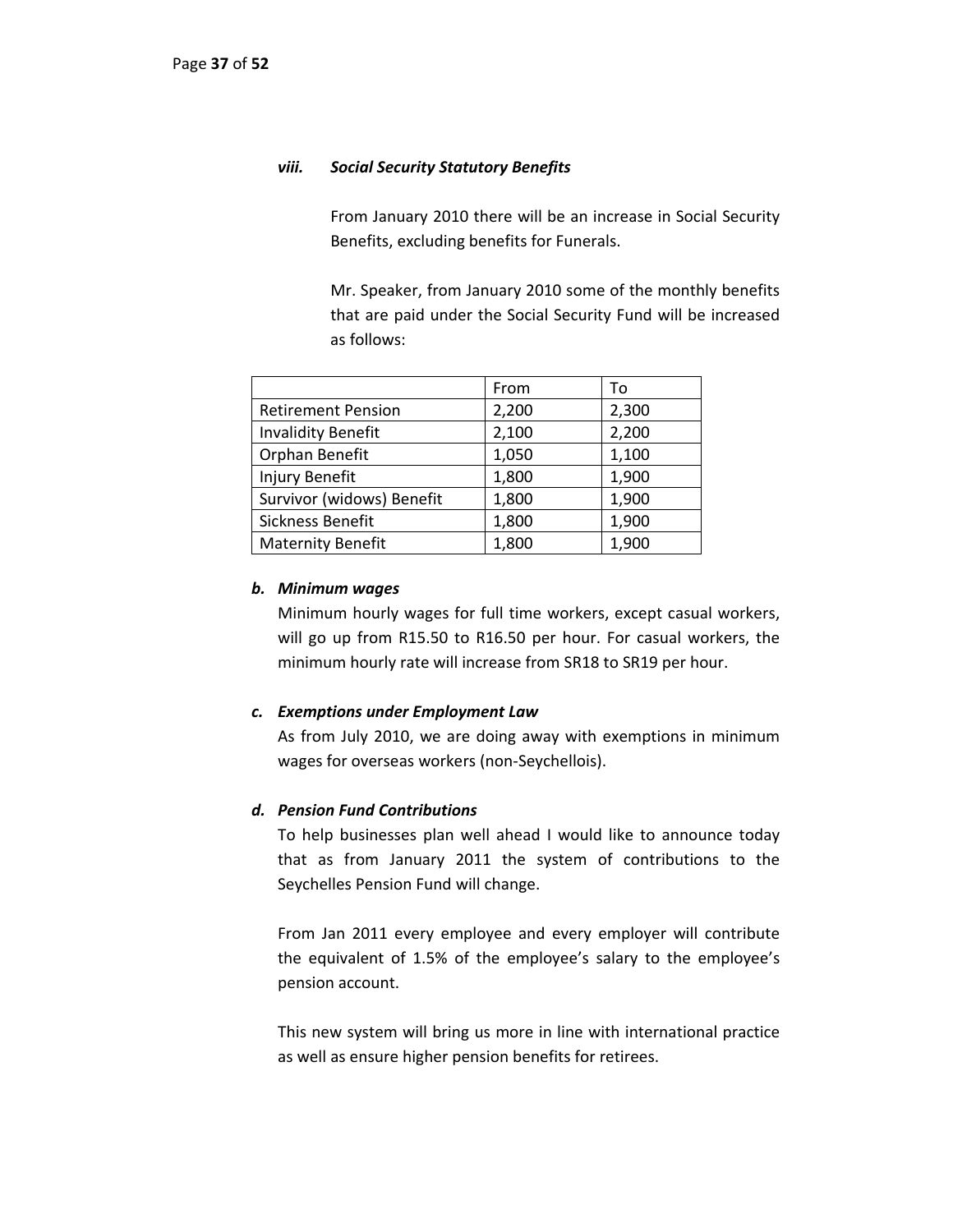### *viii. Social Security Statutory Benefits*

From January 2010 there will be an increase in Social Security Benefits, excluding benefits for Funerals.

Mr. Speaker, from January 2010 some of the monthly benefits that are paid under the Social Security Fund will be increased as follows:

| | From | To |
|---|---|---|
| Retirement Pension | 2,200 | 2,300 |
| Invalidity Benefit | 2,100 | 2,200 |
| Orphan Benefit | 1,050 | 1,100 |
| Injury Benefit | 1,800 | 1,900 |
| Survivor (widows) Benefit | 1,800 | 1,900 |
| Sickness Benefit | 1,800 | 1,900 |
| Maternity Benefit | 1,800 | 1,900 |

### *b. Minimum wages*

Minimum hourly wages for full time workers, except casual workers, will go up from R15.50 to R16.50 per hour. For casual workers, the minimum hourly rate will increase from SR18 to SR19 per hour.

### *c. Exemptions under Employment Law*

As from July 2010, we are doing away with exemptions in minimum wages for overseas workers (non-Seychellois).

### *d. Pension Fund Contributions*

To help businesses plan well ahead I would like to announce today that as from January 2011 the system of contributions to the Seychelles Pension Fund will change.

From Jan 2011 every employee and every employer will contribute the equivalent of 1.5% of the employee's salary to the employee's pension account.

This new system will bring us more in line with international practice as well as ensure higher pension benefits for retirees.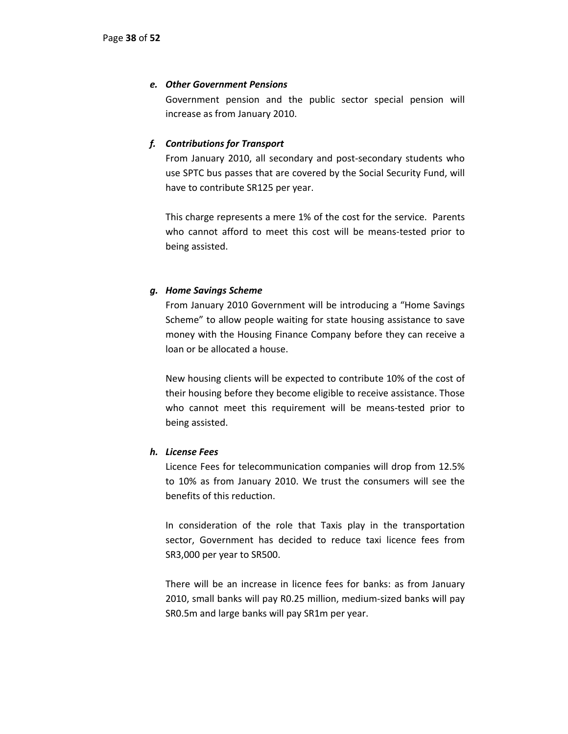***e. Other Government Pensions***

Government pension and the public sector special pension will increase as from January 2010.

***f. Contributions for Transport***

From January 2010, all secondary and post-secondary students who use SPTC bus passes that are covered by the Social Security Fund, will have to contribute SR125 per year.

This charge represents a mere 1% of the cost for the service. Parents who cannot afford to meet this cost will be means-tested prior to being assisted.

***g. Home Savings Scheme***

From January 2010 Government will be introducing a "Home Savings Scheme" to allow people waiting for state housing assistance to save money with the Housing Finance Company before they can receive a loan or be allocated a house.

New housing clients will be expected to contribute 10% of the cost of their housing before they become eligible to receive assistance. Those who cannot meet this requirement will be means-tested prior to being assisted.

***h. License Fees***

Licence Fees for telecommunication companies will drop from 12.5% to 10% as from January 2010. We trust the consumers will see the benefits of this reduction.

In consideration of the role that Taxis play in the transportation sector, Government has decided to reduce taxi licence fees from SR3,000 per year to SR500.

There will be an increase in licence fees for banks: as from January 2010, small banks will pay R0.25 million, medium-sized banks will pay SR0.5m and large banks will pay SR1m per year.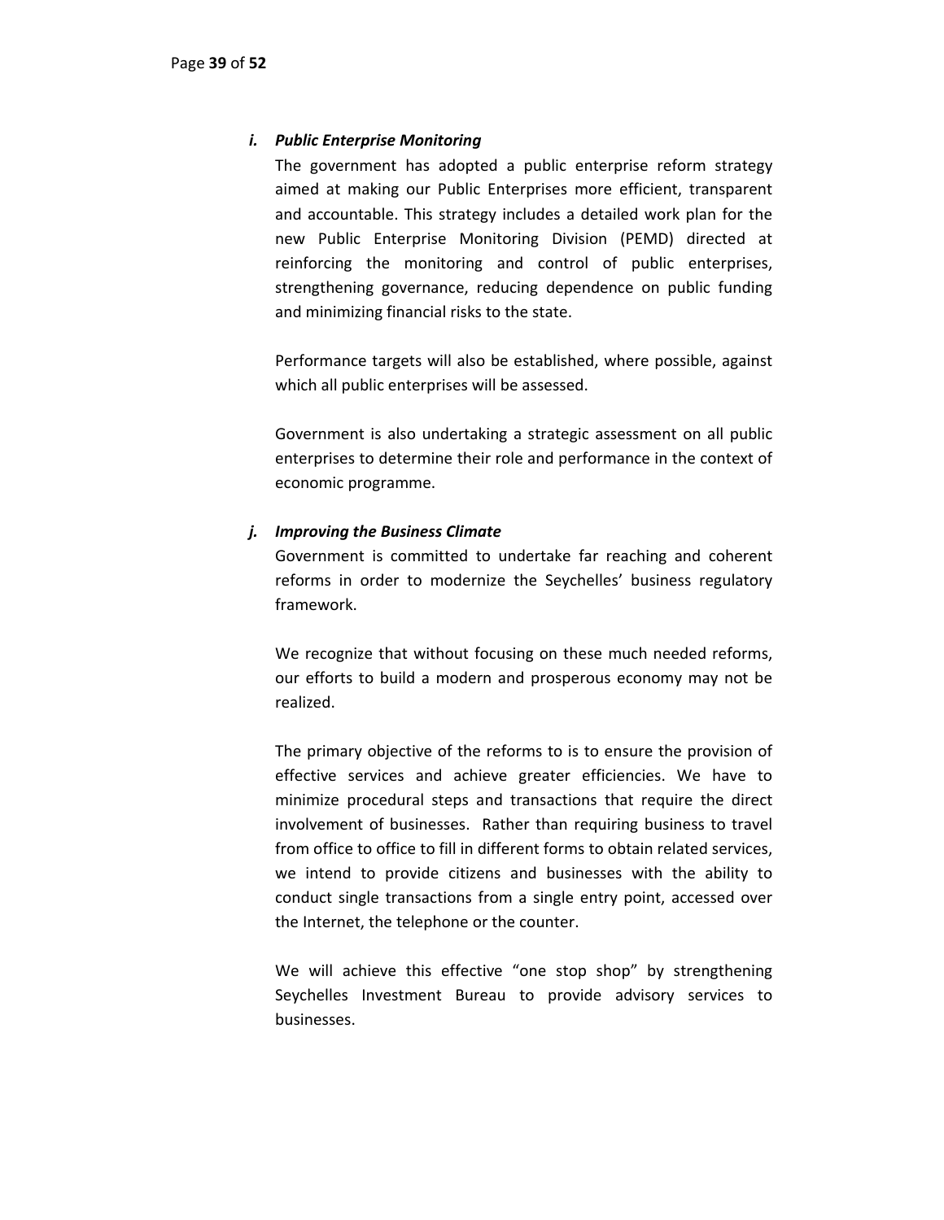***i. Public Enterprise Monitoring***

The government has adopted a public enterprise reform strategy aimed at making our Public Enterprises more efficient, transparent and accountable. This strategy includes a detailed work plan for the new Public Enterprise Monitoring Division (PEMD) directed at reinforcing the monitoring and control of public enterprises, strengthening governance, reducing dependence on public funding and minimizing financial risks to the state.

Performance targets will also be established, where possible, against which all public enterprises will be assessed.

Government is also undertaking a strategic assessment on all public enterprises to determine their role and performance in the context of economic programme.

***j. Improving the Business Climate***

Government is committed to undertake far reaching and coherent reforms in order to modernize the Seychelles' business regulatory framework.

We recognize that without focusing on these much needed reforms, our efforts to build a modern and prosperous economy may not be realized.

The primary objective of the reforms to is to ensure the provision of effective services and achieve greater efficiencies. We have to minimize procedural steps and transactions that require the direct involvement of businesses. Rather than requiring business to travel from office to office to fill in different forms to obtain related services, we intend to provide citizens and businesses with the ability to conduct single transactions from a single entry point, accessed over the Internet, the telephone or the counter.

We will achieve this effective "one stop shop" by strengthening Seychelles Investment Bureau to provide advisory services to businesses.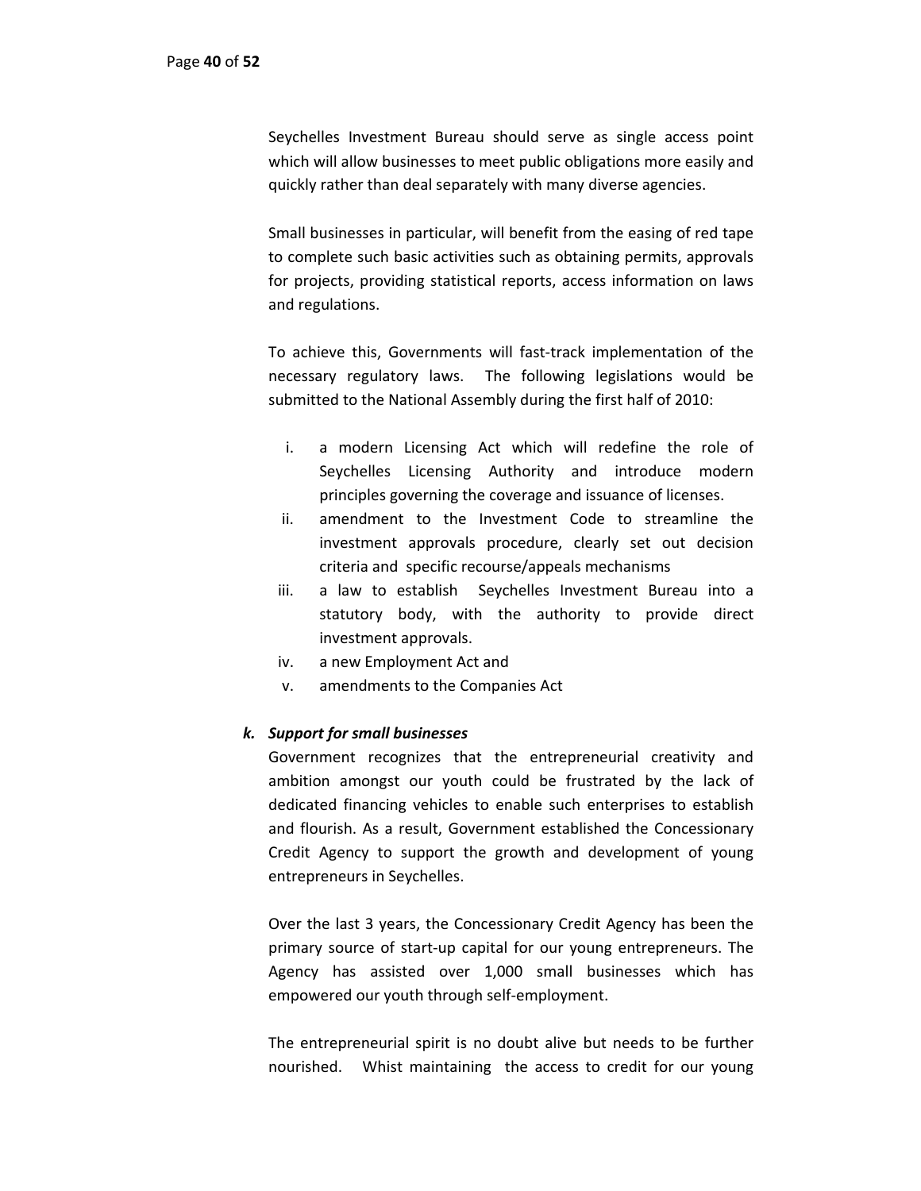Seychelles Investment Bureau should serve as single access point which will allow businesses to meet public obligations more easily and quickly rather than deal separately with many diverse agencies.

Small businesses in particular, will benefit from the easing of red tape to complete such basic activities such as obtaining permits, approvals for projects, providing statistical reports, access information on laws and regulations.

To achieve this, Governments will fast-track implementation of the necessary regulatory laws. The following legislations would be submitted to the National Assembly during the first half of 2010:

i. a modern Licensing Act which will redefine the role of Seychelles Licensing Authority and introduce modern principles governing the coverage and issuance of licenses.
ii. amendment to the Investment Code to streamline the investment approvals procedure, clearly set out decision criteria and specific recourse/appeals mechanisms
iii. a law to establish Seychelles Investment Bureau into a statutory body, with the authority to provide direct investment approvals.
iv. a new Employment Act and
v. amendments to the Companies Act

***k. Support for small businesses***

Government recognizes that the entrepreneurial creativity and ambition amongst our youth could be frustrated by the lack of dedicated financing vehicles to enable such enterprises to establish and flourish. As a result, Government established the Concessionary Credit Agency to support the growth and development of young entrepreneurs in Seychelles.

Over the last 3 years, the Concessionary Credit Agency has been the primary source of start-up capital for our young entrepreneurs. The Agency has assisted over 1,000 small businesses which has empowered our youth through self-employment.

The entrepreneurial spirit is no doubt alive but needs to be further nourished. Whist maintaining the access to credit for our young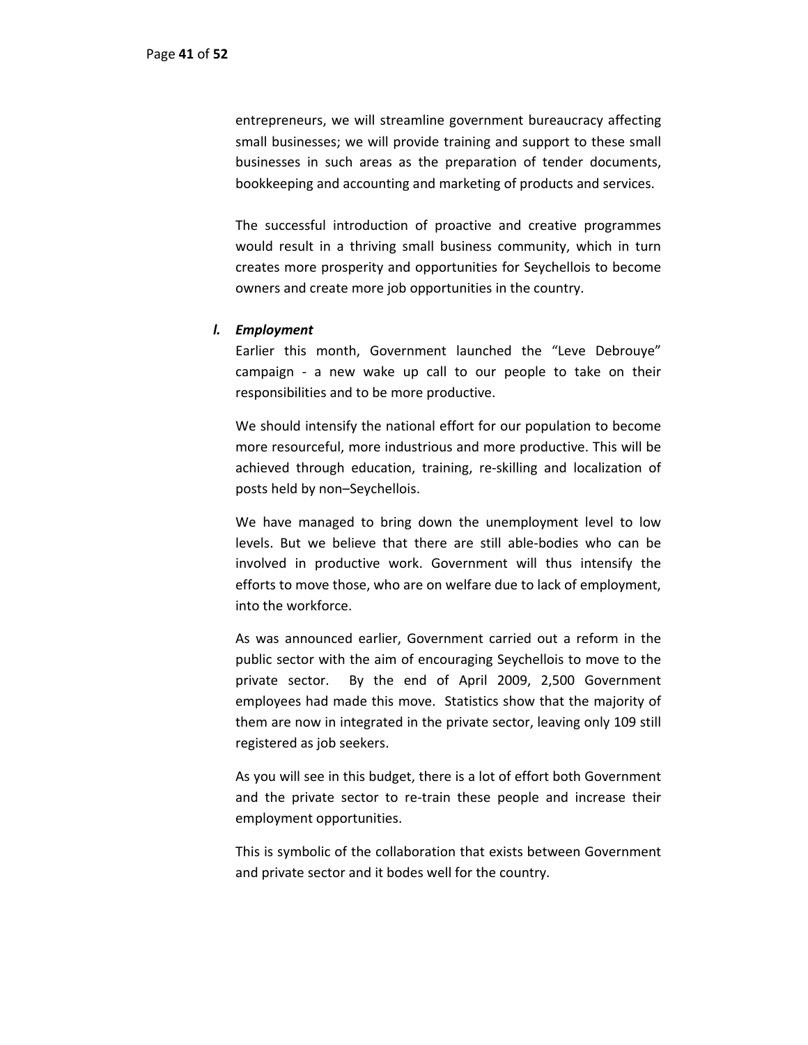entrepreneurs, we will streamline government bureaucracy affecting small businesses; we will provide training and support to these small businesses in such areas as the preparation of tender documents, bookkeeping and accounting and marketing of products and services.

The successful introduction of proactive and creative programmes would result in a thriving small business community, which in turn creates more prosperity and opportunities for Seychellois to become owners and create more job opportunities in the country.

### *l. Employment*

Earlier this month, Government launched the "Leve Debrouye" campaign - a new wake up call to our people to take on their responsibilities and to be more productive.

We should intensify the national effort for our population to become more resourceful, more industrious and more productive. This will be achieved through education, training, re-skilling and localization of posts held by non–Seychellois.

We have managed to bring down the unemployment level to low levels. But we believe that there are still able-bodies who can be involved in productive work. Government will thus intensify the efforts to move those, who are on welfare due to lack of employment, into the workforce.

As was announced earlier, Government carried out a reform in the public sector with the aim of encouraging Seychellois to move to the private sector. By the end of April 2009, 2,500 Government employees had made this move. Statistics show that the majority of them are now in integrated in the private sector, leaving only 109 still registered as job seekers.

As you will see in this budget, there is a lot of effort both Government and the private sector to re-train these people and increase their employment opportunities.

This is symbolic of the collaboration that exists between Government and private sector and it bodes well for the country.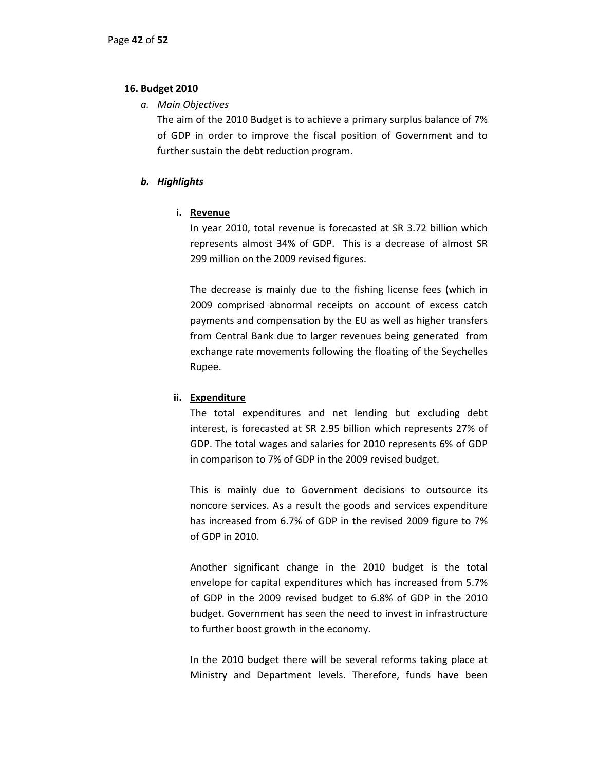## 16. Budget 2010

*a. Main Objectives*

The aim of the 2010 Budget is to achieve a primary surplus balance of 7% of GDP in order to improve the fiscal position of Government and to further sustain the debt reduction program.

***b. Highlights***

**i. <u>Revenue</u>**

In year 2010, total revenue is forecasted at SR 3.72 billion which represents almost 34% of GDP. This is a decrease of almost SR 299 million on the 2009 revised figures.

The decrease is mainly due to the fishing license fees (which in 2009 comprised abnormal receipts on account of excess catch payments and compensation by the EU as well as higher transfers from Central Bank due to larger revenues being generated from exchange rate movements following the floating of the Seychelles Rupee.

**ii. <u>Expenditure</u>**

The total expenditures and net lending but excluding debt interest, is forecasted at SR 2.95 billion which represents 27% of GDP. The total wages and salaries for 2010 represents 6% of GDP in comparison to 7% of GDP in the 2009 revised budget.

This is mainly due to Government decisions to outsource its noncore services. As a result the goods and services expenditure has increased from 6.7% of GDP in the revised 2009 figure to 7% of GDP in 2010.

Another significant change in the 2010 budget is the total envelope for capital expenditures which has increased from 5.7% of GDP in the 2009 revised budget to 6.8% of GDP in the 2010 budget. Government has seen the need to invest in infrastructure to further boost growth in the economy.

In the 2010 budget there will be several reforms taking place at Ministry and Department levels. Therefore, funds have been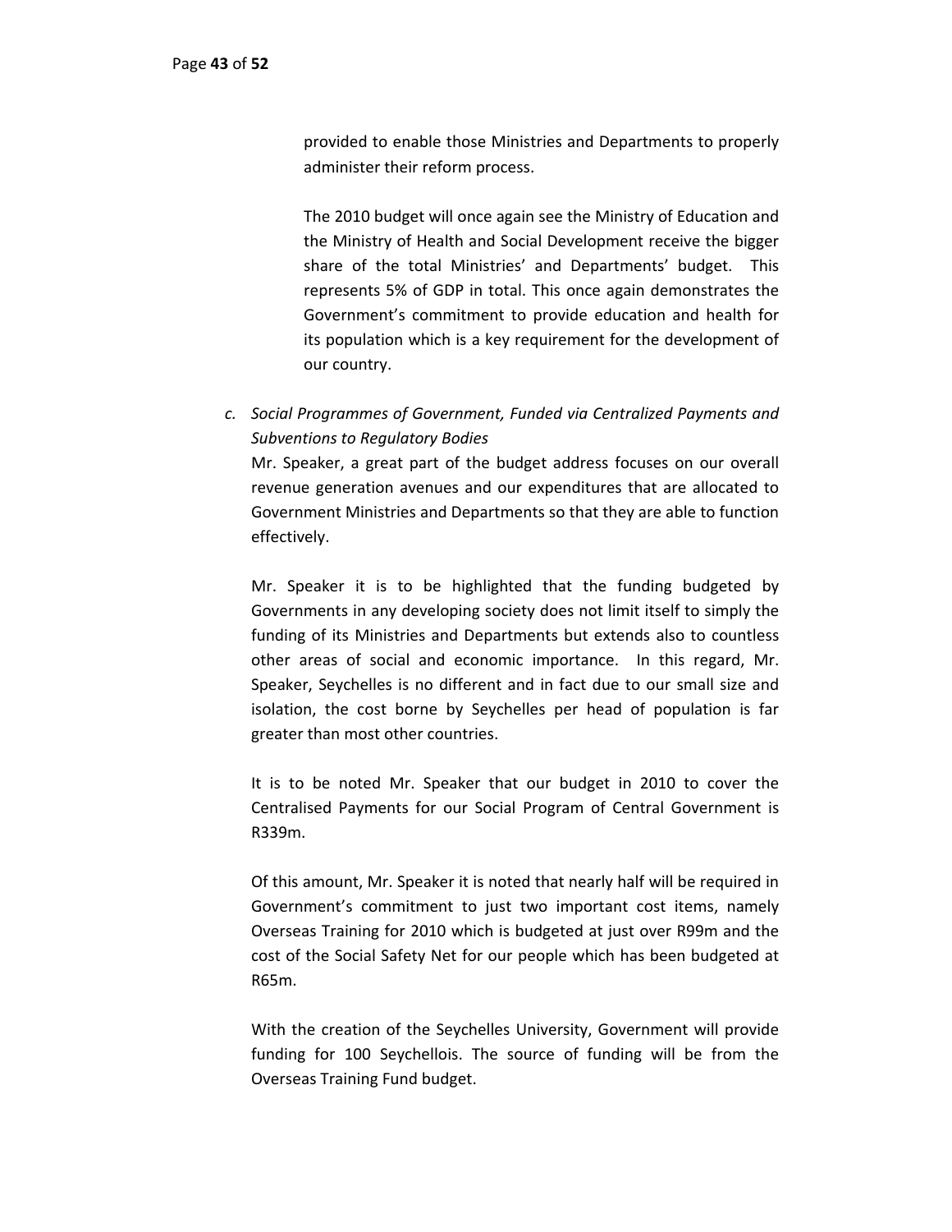provided to enable those Ministries and Departments to properly administer their reform process.

The 2010 budget will once again see the Ministry of Education and the Ministry of Health and Social Development receive the bigger share of the total Ministries' and Departments' budget. This represents 5% of GDP in total. This once again demonstrates the Government's commitment to provide education and health for its population which is a key requirement for the development of our country.

c. *Social Programmes of Government, Funded via Centralized Payments and Subventions to Regulatory Bodies*

Mr. Speaker, a great part of the budget address focuses on our overall revenue generation avenues and our expenditures that are allocated to Government Ministries and Departments so that they are able to function effectively.

Mr. Speaker it is to be highlighted that the funding budgeted by Governments in any developing society does not limit itself to simply the funding of its Ministries and Departments but extends also to countless other areas of social and economic importance. In this regard, Mr. Speaker, Seychelles is no different and in fact due to our small size and isolation, the cost borne by Seychelles per head of population is far greater than most other countries.

It is to be noted Mr. Speaker that our budget in 2010 to cover the Centralised Payments for our Social Program of Central Government is R339m.

Of this amount, Mr. Speaker it is noted that nearly half will be required in Government's commitment to just two important cost items, namely Overseas Training for 2010 which is budgeted at just over R99m and the cost of the Social Safety Net for our people which has been budgeted at R65m.

With the creation of the Seychelles University, Government will provide funding for 100 Seychellois. The source of funding will be from the Overseas Training Fund budget.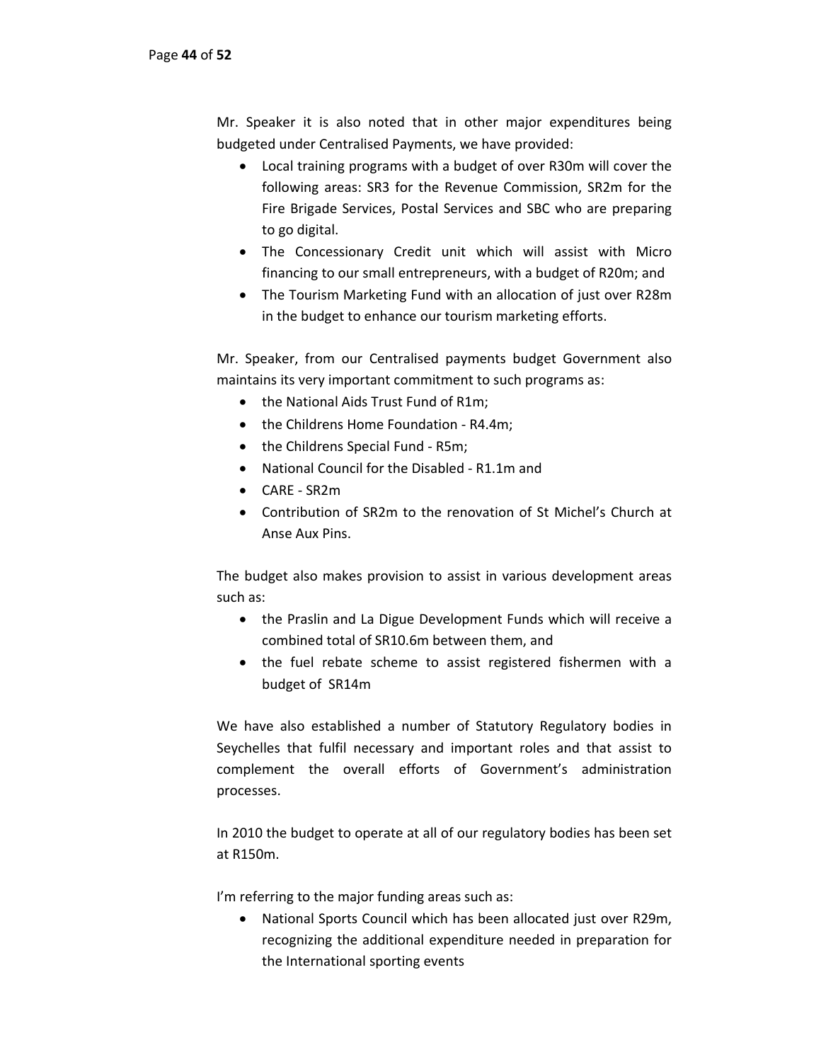Mr. Speaker it is also noted that in other major expenditures being budgeted under Centralised Payments, we have provided:

- Local training programs with a budget of over R30m will cover the following areas: SR3 for the Revenue Commission, SR2m for the Fire Brigade Services, Postal Services and SBC who are preparing to go digital.
- The Concessionary Credit unit which will assist with Micro financing to our small entrepreneurs, with a budget of R20m; and
- The Tourism Marketing Fund with an allocation of just over R28m in the budget to enhance our tourism marketing efforts.

Mr. Speaker, from our Centralised payments budget Government also maintains its very important commitment to such programs as:

- the National Aids Trust Fund of R1m;
- the Childrens Home Foundation - R4.4m;
- the Childrens Special Fund - R5m;
- National Council for the Disabled - R1.1m and
- CARE - SR2m
- Contribution of SR2m to the renovation of St Michel's Church at Anse Aux Pins.

The budget also makes provision to assist in various development areas such as:

- the Praslin and La Digue Development Funds which will receive a combined total of SR10.6m between them, and
- the fuel rebate scheme to assist registered fishermen with a budget of SR14m

We have also established a number of Statutory Regulatory bodies in Seychelles that fulfil necessary and important roles and that assist to complement the overall efforts of Government's administration processes.

In 2010 the budget to operate at all of our regulatory bodies has been set at R150m.

I'm referring to the major funding areas such as:

- National Sports Council which has been allocated just over R29m, recognizing the additional expenditure needed in preparation for the International sporting events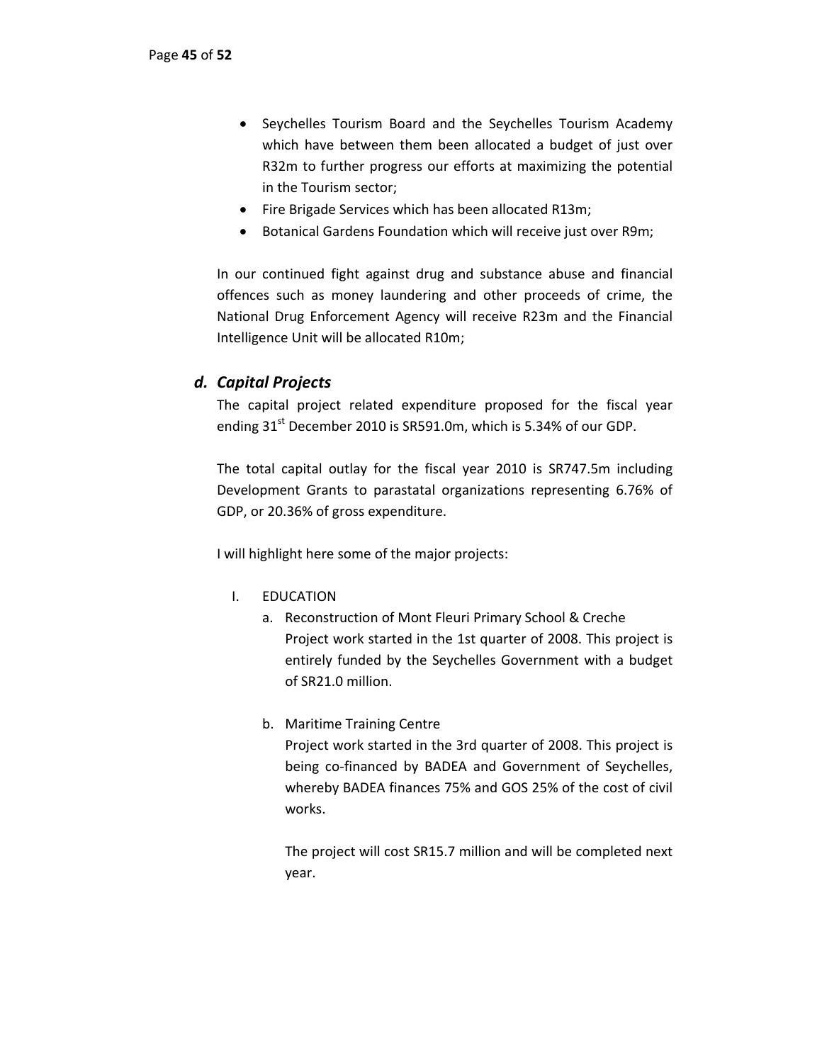- Seychelles Tourism Board and the Seychelles Tourism Academy which have between them been allocated a budget of just over R32m to further progress our efforts at maximizing the potential in the Tourism sector;
- Fire Brigade Services which has been allocated R13m;
- Botanical Gardens Foundation which will receive just over R9m;

In our continued fight against drug and substance abuse and financial offences such as money laundering and other proceeds of crime, the National Drug Enforcement Agency will receive R23m and the Financial Intelligence Unit will be allocated R10m;

### *d. Capital Projects*

The capital project related expenditure proposed for the fiscal year ending 31st December 2010 is SR591.0m, which is 5.34% of our GDP.

The total capital outlay for the fiscal year 2010 is SR747.5m including Development Grants to parastatal organizations representing 6.76% of GDP, or 20.36% of gross expenditure.

I will highlight here some of the major projects:

I. EDUCATION

a. Reconstruction of Mont Fleuri Primary School & Creche

   Project work started in the 1st quarter of 2008. This project is entirely funded by the Seychelles Government with a budget of SR21.0 million.

b. Maritime Training Centre

   Project work started in the 3rd quarter of 2008. This project is being co-financed by BADEA and Government of Seychelles, whereby BADEA finances 75% and GOS 25% of the cost of civil works.

   The project will cost SR15.7 million and will be completed next year.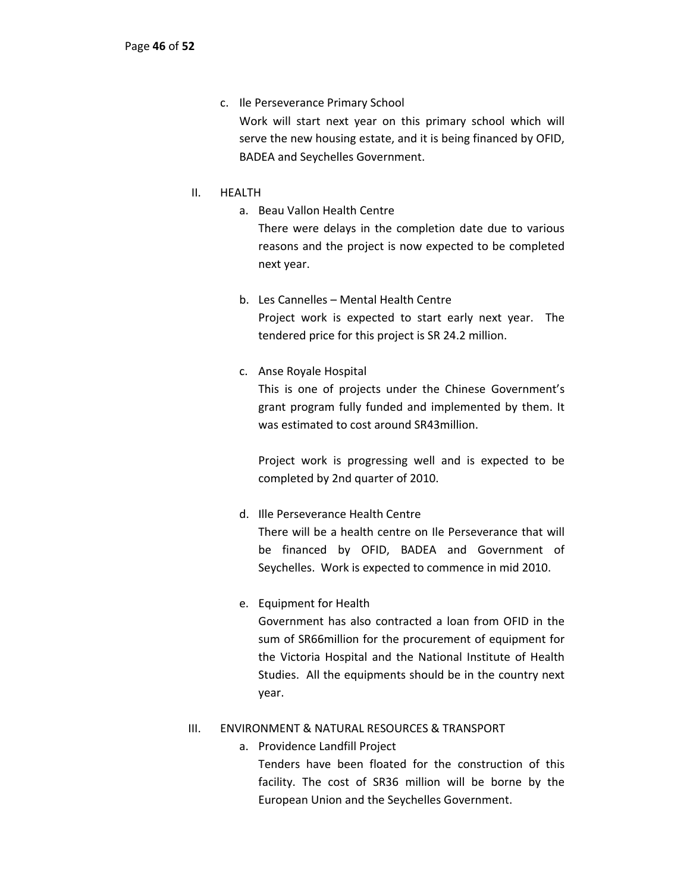c. Ile Perseverance Primary School

   Work will start next year on this primary school which will serve the new housing estate, and it is being financed by OFID, BADEA and Seychelles Government.

II. HEALTH

   a. Beau Vallon Health Centre

      There were delays in the completion date due to various reasons and the project is now expected to be completed next year.

   b. Les Cannelles – Mental Health Centre

      Project work is expected to start early next year. The tendered price for this project is SR 24.2 million.

   c. Anse Royale Hospital

      This is one of projects under the Chinese Government's grant program fully funded and implemented by them. It was estimated to cost around SR43million.

      Project work is progressing well and is expected to be completed by 2nd quarter of 2010.

   d. Ille Perseverance Health Centre

      There will be a health centre on Ile Perseverance that will be financed by OFID, BADEA and Government of Seychelles. Work is expected to commence in mid 2010.

   e. Equipment for Health

      Government has also contracted a loan from OFID in the sum of SR66million for the procurement of equipment for the Victoria Hospital and the National Institute of Health Studies. All the equipments should be in the country next year.

III. ENVIRONMENT & NATURAL RESOURCES & TRANSPORT

   a. Providence Landfill Project

      Tenders have been floated for the construction of this facility. The cost of SR36 million will be borne by the European Union and the Seychelles Government.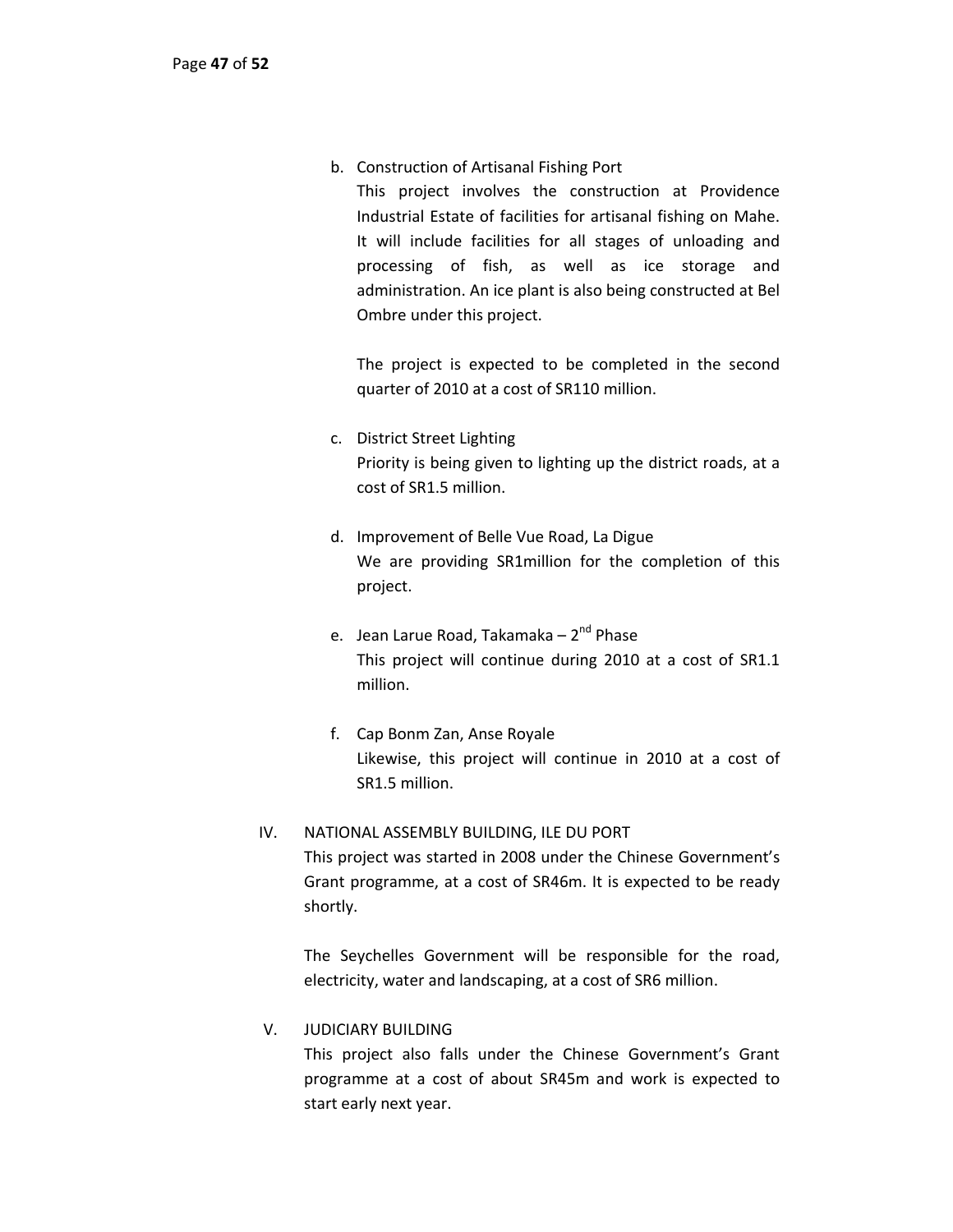b. Construction of Artisanal Fishing Port

   This project involves the construction at Providence Industrial Estate of facilities for artisanal fishing on Mahe. It will include facilities for all stages of unloading and processing of fish, as well as ice storage and administration. An ice plant is also being constructed at Bel Ombre under this project.

   The project is expected to be completed in the second quarter of 2010 at a cost of SR110 million.

c. District Street Lighting

   Priority is being given to lighting up the district roads, at a cost of SR1.5 million.

d. Improvement of Belle Vue Road, La Digue

   We are providing SR1million for the completion of this project.

e. Jean Larue Road, Takamaka – 2nd Phase

   This project will continue during 2010 at a cost of SR1.1 million.

f. Cap Bonm Zan, Anse Royale

   Likewise, this project will continue in 2010 at a cost of SR1.5 million.

IV. NATIONAL ASSEMBLY BUILDING, ILE DU PORT

This project was started in 2008 under the Chinese Government's Grant programme, at a cost of SR46m. It is expected to be ready shortly.

The Seychelles Government will be responsible for the road, electricity, water and landscaping, at a cost of SR6 million.

V. JUDICIARY BUILDING

This project also falls under the Chinese Government's Grant programme at a cost of about SR45m and work is expected to start early next year.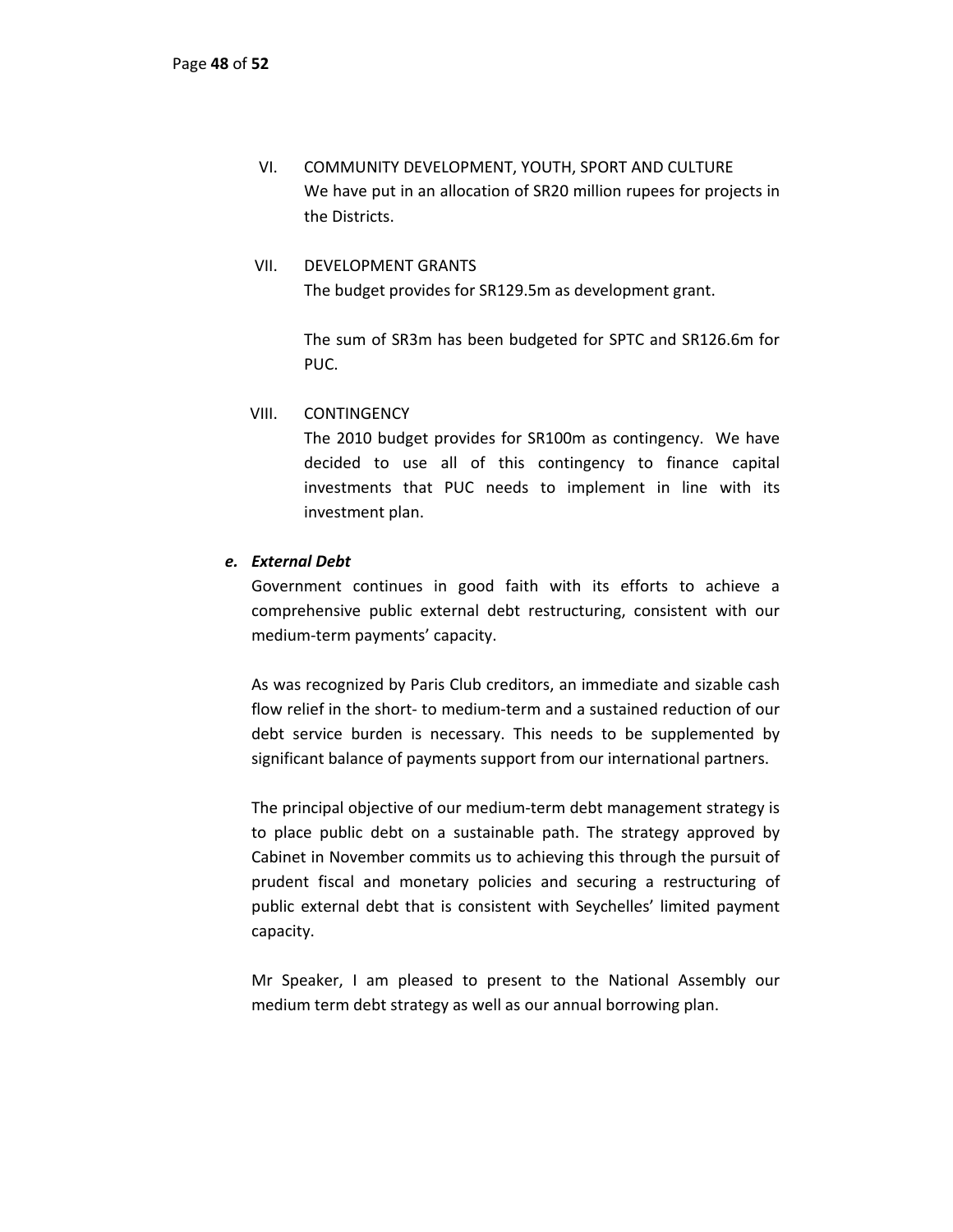VI. COMMUNITY DEVELOPMENT, YOUTH, SPORT AND CULTURE

We have put in an allocation of SR20 million rupees for projects in the Districts.

VII. DEVELOPMENT GRANTS

The budget provides for SR129.5m as development grant.

The sum of SR3m has been budgeted for SPTC and SR126.6m for PUC.

VIII. CONTINGENCY

The 2010 budget provides for SR100m as contingency. We have decided to use all of this contingency to finance capital investments that PUC needs to implement in line with its investment plan.

***e. External Debt***

Government continues in good faith with its efforts to achieve a comprehensive public external debt restructuring, consistent with our medium-term payments' capacity.

As was recognized by Paris Club creditors, an immediate and sizable cash flow relief in the short- to medium-term and a sustained reduction of our debt service burden is necessary. This needs to be supplemented by significant balance of payments support from our international partners.

The principal objective of our medium-term debt management strategy is to place public debt on a sustainable path. The strategy approved by Cabinet in November commits us to achieving this through the pursuit of prudent fiscal and monetary policies and securing a restructuring of public external debt that is consistent with Seychelles' limited payment capacity.

Mr Speaker, I am pleased to present to the National Assembly our medium term debt strategy as well as our annual borrowing plan.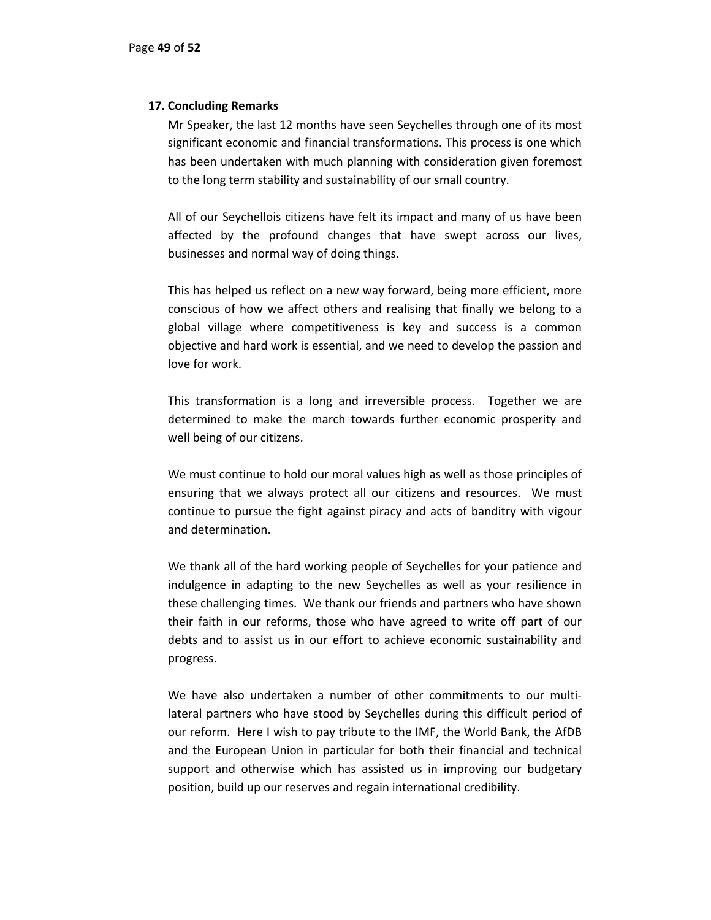## 17. Concluding Remarks

Mr Speaker, the last 12 months have seen Seychelles through one of its most significant economic and financial transformations. This process is one which has been undertaken with much planning with consideration given foremost to the long term stability and sustainability of our small country.

All of our Seychellois citizens have felt its impact and many of us have been affected by the profound changes that have swept across our lives, businesses and normal way of doing things.

This has helped us reflect on a new way forward, being more efficient, more conscious of how we affect others and realising that finally we belong to a global village where competitiveness is key and success is a common objective and hard work is essential, and we need to develop the passion and love for work.

This transformation is a long and irreversible process. Together we are determined to make the march towards further economic prosperity and well being of our citizens.

We must continue to hold our moral values high as well as those principles of ensuring that we always protect all our citizens and resources. We must continue to pursue the fight against piracy and acts of banditry with vigour and determination.

We thank all of the hard working people of Seychelles for your patience and indulgence in adapting to the new Seychelles as well as your resilience in these challenging times. We thank our friends and partners who have shown their faith in our reforms, those who have agreed to write off part of our debts and to assist us in our effort to achieve economic sustainability and progress.

We have also undertaken a number of other commitments to our multi-lateral partners who have stood by Seychelles during this difficult period of our reform. Here I wish to pay tribute to the IMF, the World Bank, the AfDB and the European Union in particular for both their financial and technical support and otherwise which has assisted us in improving our budgetary position, build up our reserves and regain international credibility.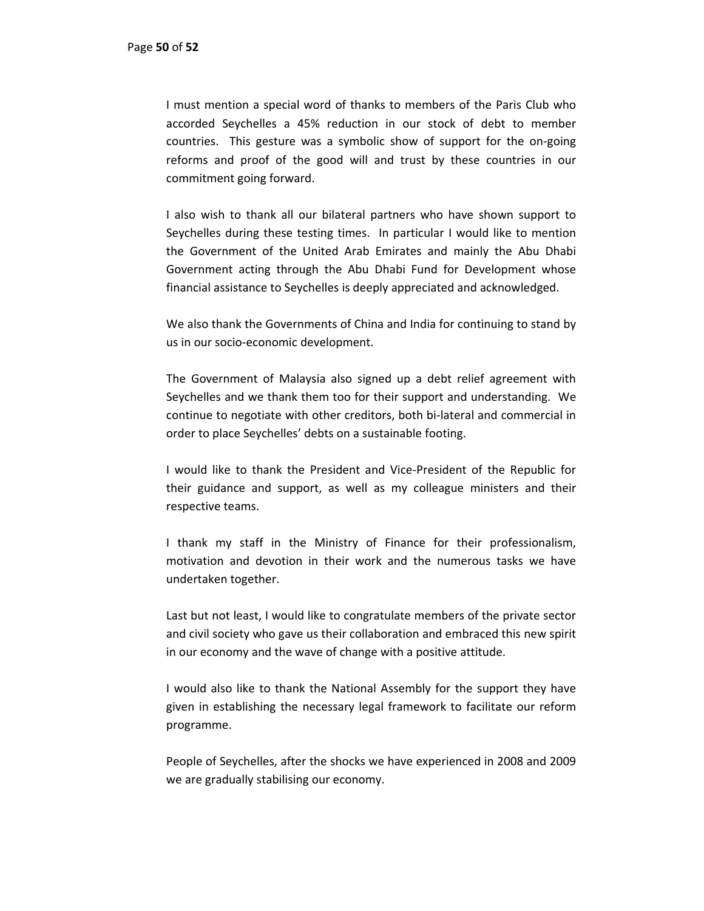I must mention a special word of thanks to members of the Paris Club who accorded Seychelles a 45% reduction in our stock of debt to member countries. This gesture was a symbolic show of support for the on-going reforms and proof of the good will and trust by these countries in our commitment going forward.

I also wish to thank all our bilateral partners who have shown support to Seychelles during these testing times. In particular I would like to mention the Government of the United Arab Emirates and mainly the Abu Dhabi Government acting through the Abu Dhabi Fund for Development whose financial assistance to Seychelles is deeply appreciated and acknowledged.

We also thank the Governments of China and India for continuing to stand by us in our socio-economic development.

The Government of Malaysia also signed up a debt relief agreement with Seychelles and we thank them too for their support and understanding. We continue to negotiate with other creditors, both bi-lateral and commercial in order to place Seychelles' debts on a sustainable footing.

I would like to thank the President and Vice-President of the Republic for their guidance and support, as well as my colleague ministers and their respective teams.

I thank my staff in the Ministry of Finance for their professionalism, motivation and devotion in their work and the numerous tasks we have undertaken together.

Last but not least, I would like to congratulate members of the private sector and civil society who gave us their collaboration and embraced this new spirit in our economy and the wave of change with a positive attitude.

I would also like to thank the National Assembly for the support they have given in establishing the necessary legal framework to facilitate our reform programme.

People of Seychelles, after the shocks we have experienced in 2008 and 2009 we are gradually stabilising our economy.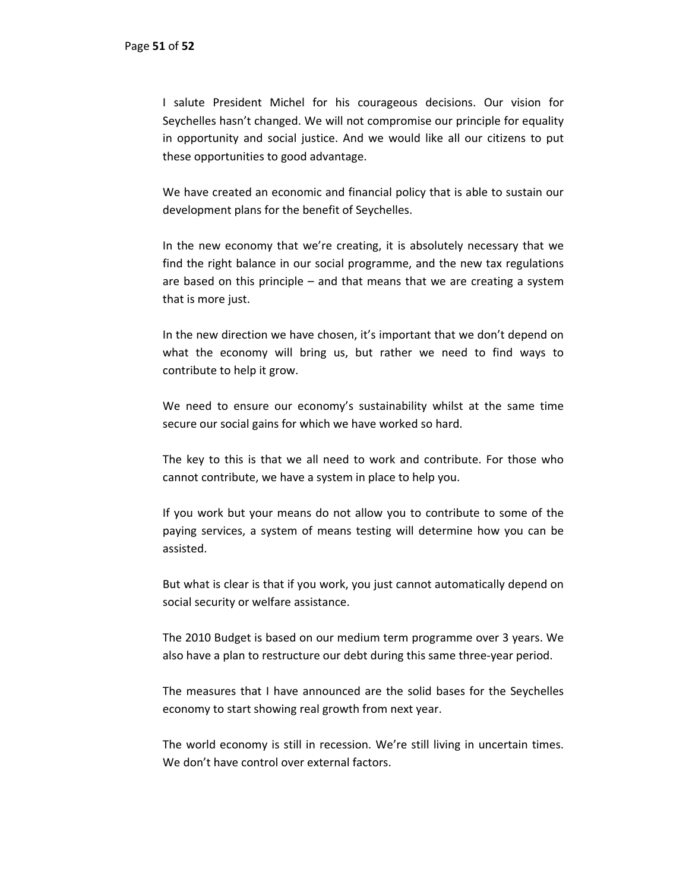I salute President Michel for his courageous decisions. Our vision for Seychelles hasn't changed. We will not compromise our principle for equality in opportunity and social justice. And we would like all our citizens to put these opportunities to good advantage.

We have created an economic and financial policy that is able to sustain our development plans for the benefit of Seychelles.

In the new economy that we're creating, it is absolutely necessary that we find the right balance in our social programme, and the new tax regulations are based on this principle – and that means that we are creating a system that is more just.

In the new direction we have chosen, it's important that we don't depend on what the economy will bring us, but rather we need to find ways to contribute to help it grow.

We need to ensure our economy's sustainability whilst at the same time secure our social gains for which we have worked so hard.

The key to this is that we all need to work and contribute. For those who cannot contribute, we have a system in place to help you.

If you work but your means do not allow you to contribute to some of the paying services, a system of means testing will determine how you can be assisted.

But what is clear is that if you work, you just cannot automatically depend on social security or welfare assistance.

The 2010 Budget is based on our medium term programme over 3 years. We also have a plan to restructure our debt during this same three-year period.

The measures that I have announced are the solid bases for the Seychelles economy to start showing real growth from next year.

The world economy is still in recession. We're still living in uncertain times. We don't have control over external factors.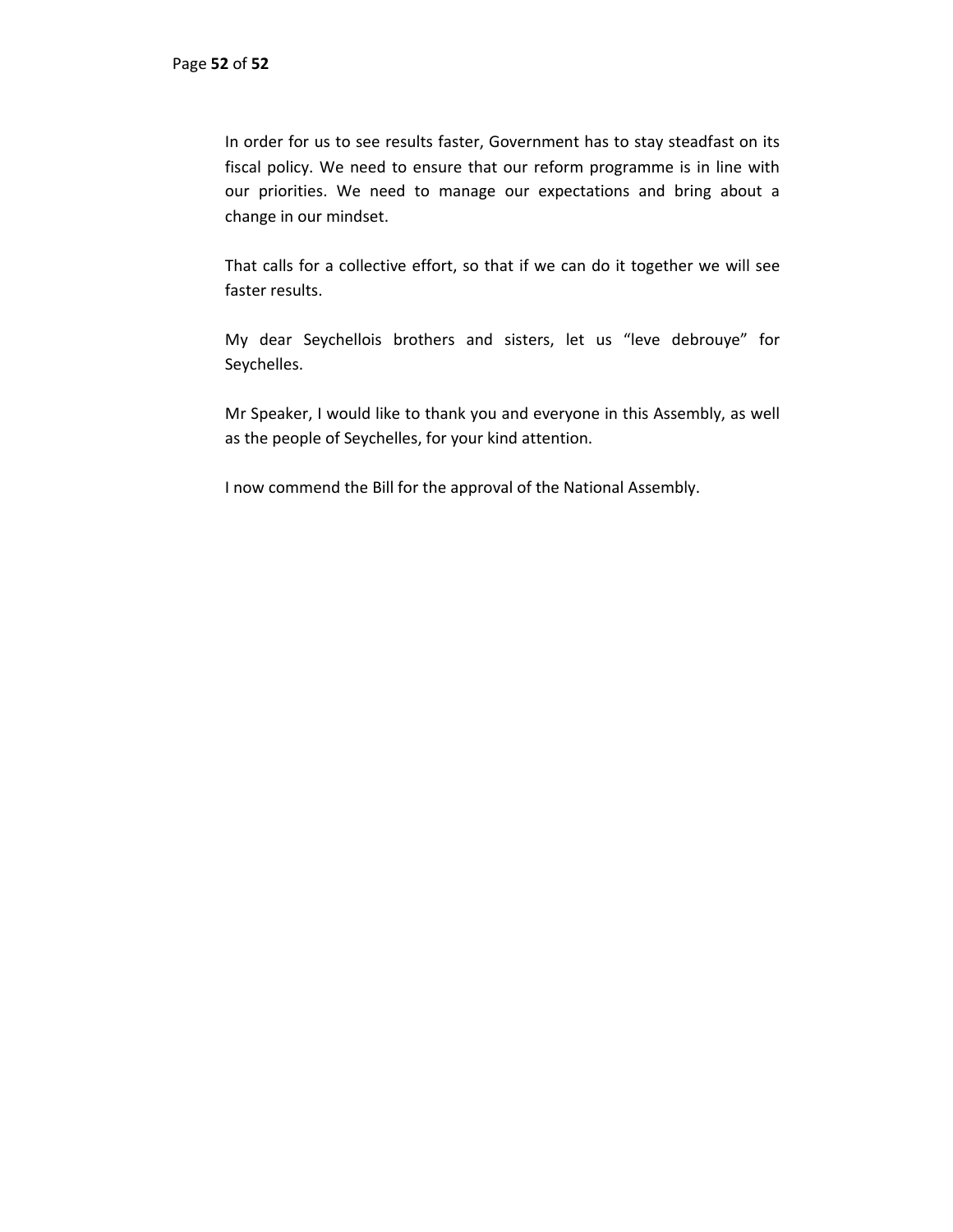In order for us to see results faster, Government has to stay steadfast on its fiscal policy. We need to ensure that our reform programme is in line with our priorities. We need to manage our expectations and bring about a change in our mindset.

That calls for a collective effort, so that if we can do it together we will see faster results.

My dear Seychellois brothers and sisters, let us "leve debrouye" for Seychelles.

Mr Speaker, I would like to thank you and everyone in this Assembly, as well as the people of Seychelles, for your kind attention.

I now commend the Bill for the approval of the National Assembly.